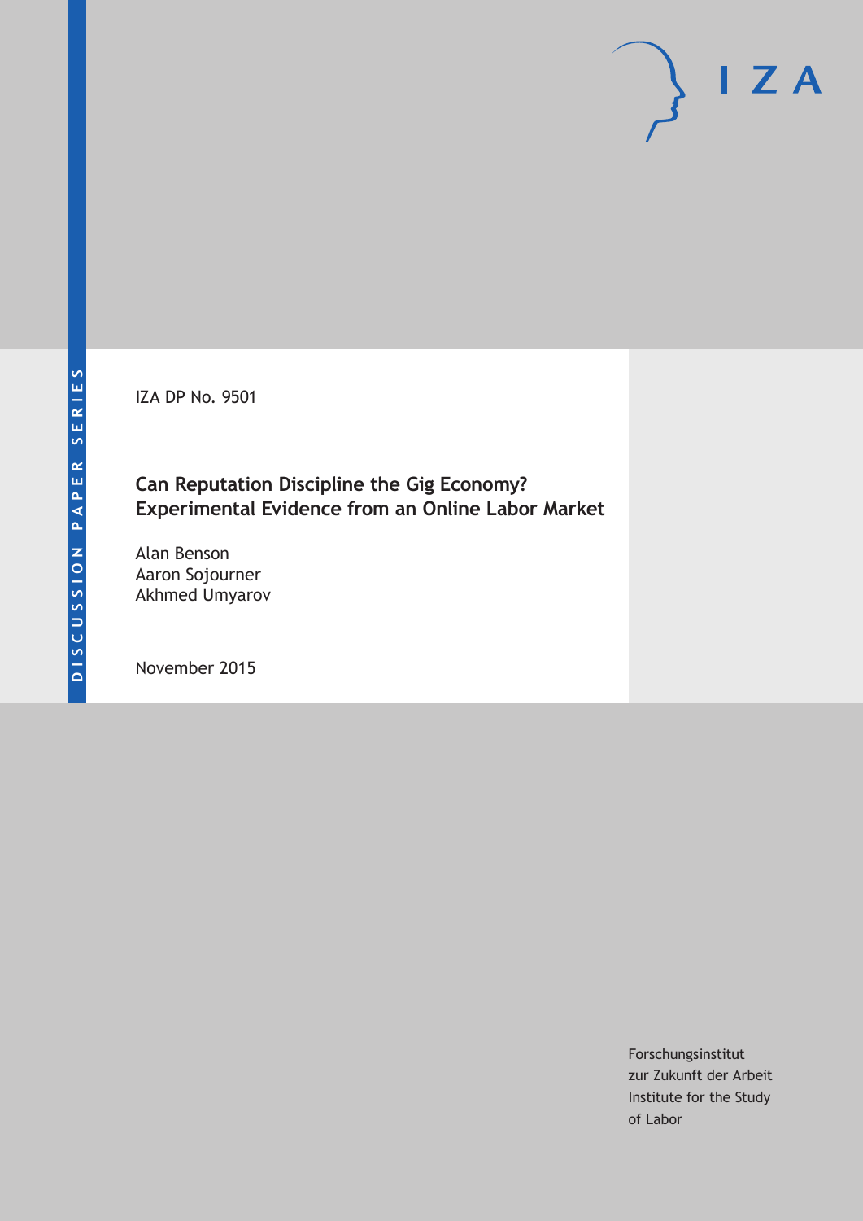DISCUSSION PAPER SERIES

IZA DP No. 9501

# Can Reputation Discipline the Gig Economy? Experimental Evidence from an Online Labor Market

Alan Benson
Aaron Sojourner
Akhmed Umyarov

November 2015

Forschungsinstitut
zur Zukunft der Arbeit
Institute for the Study
of Labor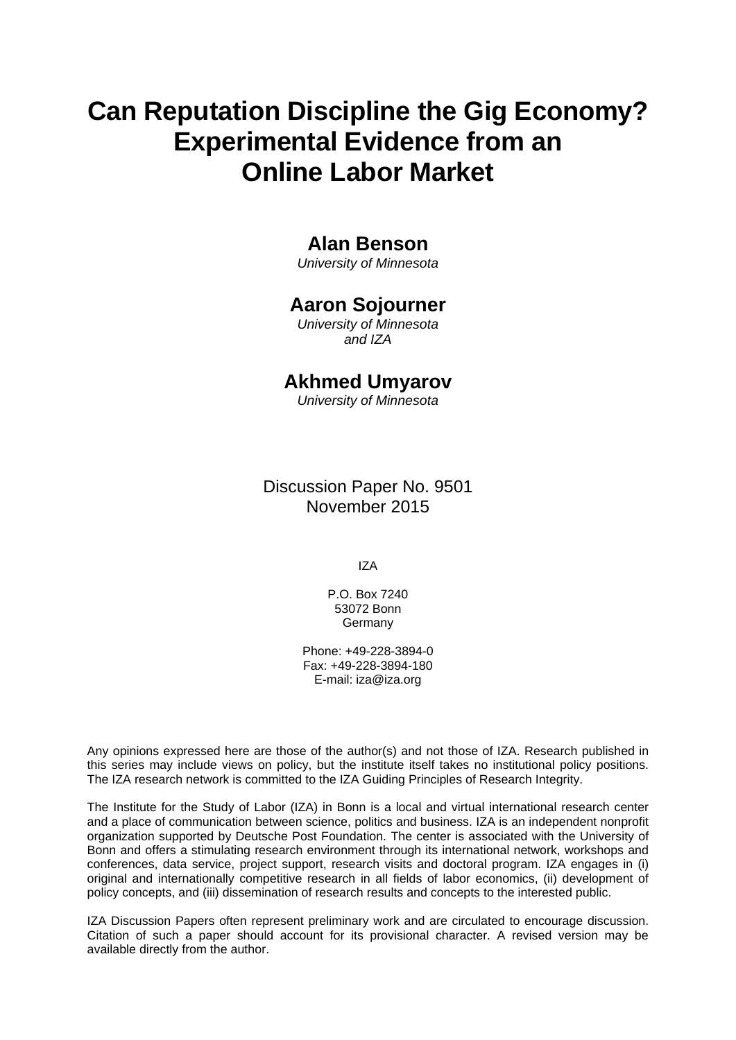# Can Reputation Discipline the Gig Economy? Experimental Evidence from an Online Labor Market

**Alan Benson**
*University of Minnesota*

**Aaron Sojourner**
*University of Minnesota and IZA*

**Akhmed Umyarov**
*University of Minnesota*

Discussion Paper No. 9501
November 2015

IZA

P.O. Box 7240
53072 Bonn
Germany

Phone: +49-228-3894-0
Fax: +49-228-3894-180
E-mail: iza@iza.org

Any opinions expressed here are those of the author(s) and not those of IZA. Research published in this series may include views on policy, but the institute itself takes no institutional policy positions. The IZA research network is committed to the IZA Guiding Principles of Research Integrity.

The Institute for the Study of Labor (IZA) in Bonn is a local and virtual international research center and a place of communication between science, politics and business. IZA is an independent nonprofit organization supported by Deutsche Post Foundation. The center is associated with the University of Bonn and offers a stimulating research environment through its international network, workshops and conferences, data service, project support, research visits and doctoral program. IZA engages in (i) original and internationally competitive research in all fields of labor economics, (ii) development of policy concepts, and (iii) dissemination of research results and concepts to the interested public.

IZA Discussion Papers often represent preliminary work and are circulated to encourage discussion. Citation of such a paper should account for its provisional character. A revised version may be available directly from the author.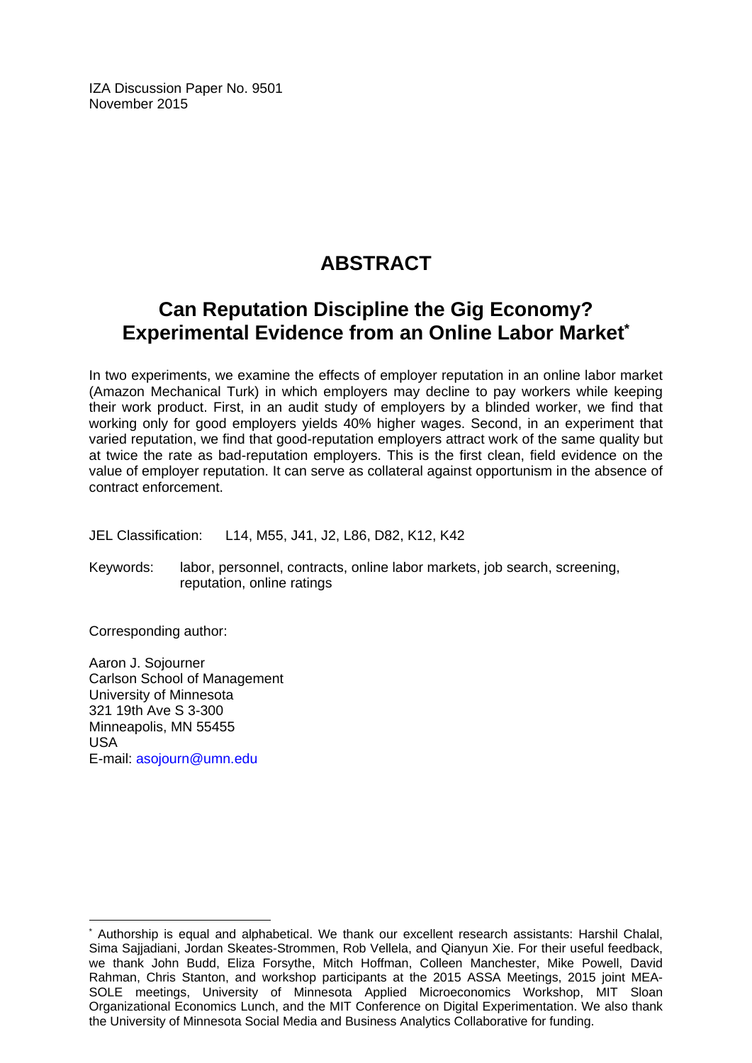IZA Discussion Paper No. 9501
November 2015

# ABSTRACT

## Can Reputation Discipline the Gig Economy? Experimental Evidence from an Online Labor Market*

In two experiments, we examine the effects of employer reputation in an online labor market (Amazon Mechanical Turk) in which employers may decline to pay workers while keeping their work product. First, in an audit study of employers by a blinded worker, we find that working only for good employers yields 40% higher wages. Second, in an experiment that varied reputation, we find that good-reputation employers attract work of the same quality but at twice the rate as bad-reputation employers. This is the first clean, field evidence on the value of employer reputation. It can serve as collateral against opportunism in the absence of contract enforcement.

JEL Classification: L14, M55, J41, J2, L86, D82, K12, K42

Keywords: labor, personnel, contracts, online labor markets, job search, screening, reputation, online ratings

Corresponding author:

Aaron J. Sojourner
Carlson School of Management
University of Minnesota
321 19th Ave S 3-300
Minneapolis, MN 55455
USA
E-mail: asojourn@umn.edu

---

* Authorship is equal and alphabetical. We thank our excellent research assistants: Harshil Chalal, Sima Sajjadiani, Jordan Skeates-Strommen, Rob Vellela, and Qianyun Xie. For their useful feedback, we thank John Budd, Eliza Forsythe, Mitch Hoffman, Colleen Manchester, Mike Powell, David Rahman, Chris Stanton, and workshop participants at the 2015 ASSA Meetings, 2015 joint MEA-SOLE meetings, University of Minnesota Applied Microeconomics Workshop, MIT Sloan Organizational Economics Lunch, and the MIT Conference on Digital Experimentation. We also thank the University of Minnesota Social Media and Business Analytics Collaborative for funding.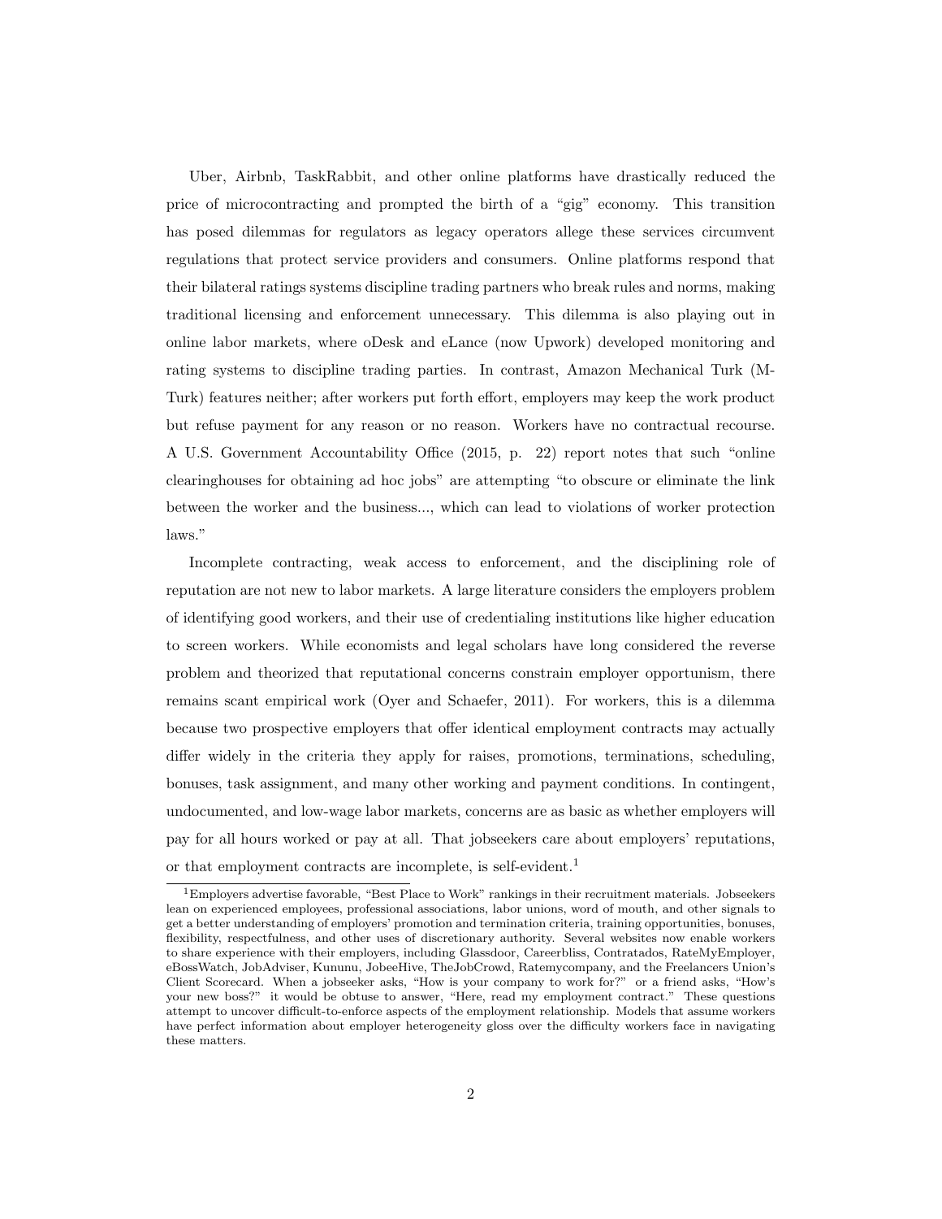Uber, Airbnb, TaskRabbit, and other online platforms have drastically reduced the price of microcontracting and prompted the birth of a "gig" economy. This transition has posed dilemmas for regulators as legacy operators allege these services circumvent regulations that protect service providers and consumers. Online platforms respond that their bilateral ratings systems discipline trading partners who break rules and norms, making traditional licensing and enforcement unnecessary. This dilemma is also playing out in online labor markets, where oDesk and eLance (now Upwork) developed monitoring and rating systems to discipline trading parties. In contrast, Amazon Mechanical Turk (M-Turk) features neither; after workers put forth effort, employers may keep the work product but refuse payment for any reason or no reason. Workers have no contractual recourse. A U.S. Government Accountability Office (2015, p. 22) report notes that such "online clearinghouses for obtaining ad hoc jobs" are attempting "to obscure or eliminate the link between the worker and the business..., which can lead to violations of worker protection laws."

Incomplete contracting, weak access to enforcement, and the disciplining role of reputation are not new to labor markets. A large literature considers the employers problem of identifying good workers, and their use of credentialing institutions like higher education to screen workers. While economists and legal scholars have long considered the reverse problem and theorized that reputational concerns constrain employer opportunism, there remains scant empirical work (Oyer and Schaefer, 2011). For workers, this is a dilemma because two prospective employers that offer identical employment contracts may actually differ widely in the criteria they apply for raises, promotions, terminations, scheduling, bonuses, task assignment, and many other working and payment conditions. In contingent, undocumented, and low-wage labor markets, concerns are as basic as whether employers will pay for all hours worked or pay at all. That jobseekers care about employers' reputations, or that employment contracts are incomplete, is self-evident.[1]

[1] Employers advertise favorable, "Best Place to Work" rankings in their recruitment materials. Jobseekers lean on experienced employees, professional associations, labor unions, word of mouth, and other signals to get a better understanding of employers' promotion and termination criteria, training opportunities, bonuses, flexibility, respectfulness, and other uses of discretionary authority. Several websites now enable workers to share experience with their employers, including Glassdoor, Careerbliss, Contratados, RateMyEmployer, eBossWatch, JobAdviser, Kununu, JobeeHive, TheJobCrowd, Ratemycompany, and the Freelancers Union's Client Scorecard. When a jobseeker asks, "How is your company to work for?" or a friend asks, "How's your new boss?" it would be obtuse to answer, "Here, read my employment contract." These questions attempt to uncover difficult-to-enforce aspects of the employment relationship. Models that assume workers have perfect information about employer heterogeneity gloss over the difficulty workers face in navigating these matters.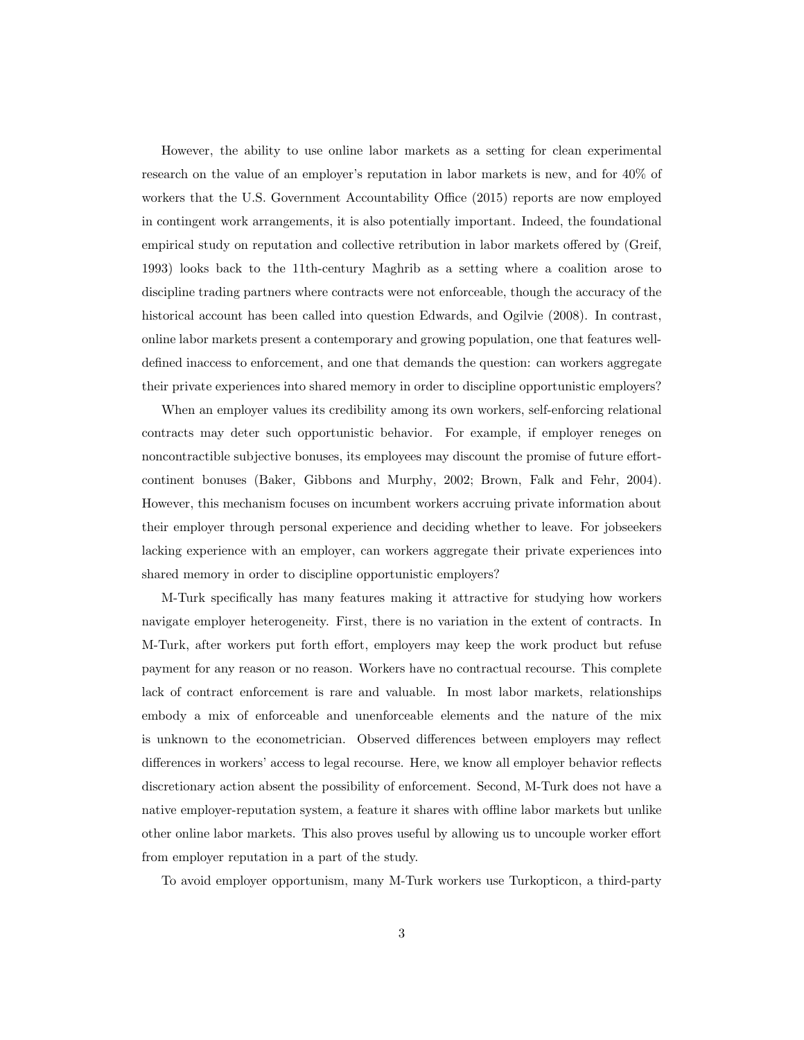However, the ability to use online labor markets as a setting for clean experimental research on the value of an employer's reputation in labor markets is new, and for 40% of workers that the U.S. Government Accountability Office (2015) reports are now employed in contingent work arrangements, it is also potentially important. Indeed, the foundational empirical study on reputation and collective retribution in labor markets offered by (Greif, 1993) looks back to the 11th-century Maghrib as a setting where a coalition arose to discipline trading partners where contracts were not enforceable, though the accuracy of the historical account has been called into question Edwards, and Ogilvie (2008). In contrast, online labor markets present a contemporary and growing population, one that features well-defined inaccess to enforcement, and one that demands the question: can workers aggregate their private experiences into shared memory in order to discipline opportunistic employers?

When an employer values its credibility among its own workers, self-enforcing relational contracts may deter such opportunistic behavior. For example, if employer reneges on noncontractible subjective bonuses, its employees may discount the promise of future effort-continent bonuses (Baker, Gibbons and Murphy, 2002; Brown, Falk and Fehr, 2004). However, this mechanism focuses on incumbent workers accruing private information about their employer through personal experience and deciding whether to leave. For jobseekers lacking experience with an employer, can workers aggregate their private experiences into shared memory in order to discipline opportunistic employers?

M-Turk specifically has many features making it attractive for studying how workers navigate employer heterogeneity. First, there is no variation in the extent of contracts. In M-Turk, after workers put forth effort, employers may keep the work product but refuse payment for any reason or no reason. Workers have no contractual recourse. This complete lack of contract enforcement is rare and valuable. In most labor markets, relationships embody a mix of enforceable and unenforceable elements and the nature of the mix is unknown to the econometrician. Observed differences between employers may reflect differences in workers' access to legal recourse. Here, we know all employer behavior reflects discretionary action absent the possibility of enforcement. Second, M-Turk does not have a native employer-reputation system, a feature it shares with offline labor markets but unlike other online labor markets. This also proves useful by allowing us to uncouple worker effort from employer reputation in a part of the study.

To avoid employer opportunism, many M-Turk workers use Turkopticon, a third-party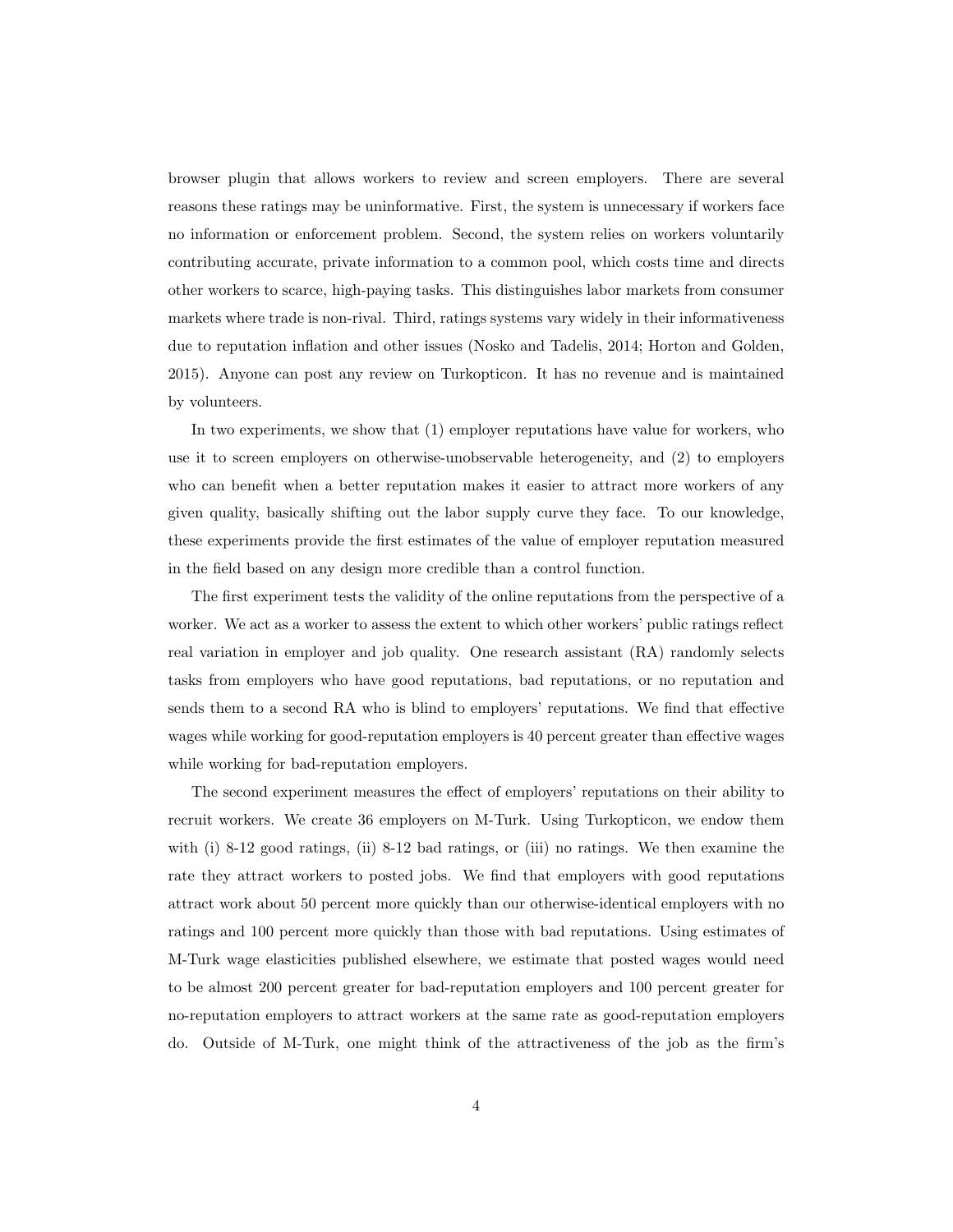browser plugin that allows workers to review and screen employers. There are several reasons these ratings may be uninformative. First, the system is unnecessary if workers face no information or enforcement problem. Second, the system relies on workers voluntarily contributing accurate, private information to a common pool, which costs time and directs other workers to scarce, high-paying tasks. This distinguishes labor markets from consumer markets where trade is non-rival. Third, ratings systems vary widely in their informativeness due to reputation inflation and other issues (Nosko and Tadelis, 2014; Horton and Golden, 2015). Anyone can post any review on Turkopticon. It has no revenue and is maintained by volunteers.

In two experiments, we show that (1) employer reputations have value for workers, who use it to screen employers on otherwise-unobservable heterogeneity, and (2) to employers who can benefit when a better reputation makes it easier to attract more workers of any given quality, basically shifting out the labor supply curve they face. To our knowledge, these experiments provide the first estimates of the value of employer reputation measured in the field based on any design more credible than a control function.

The first experiment tests the validity of the online reputations from the perspective of a worker. We act as a worker to assess the extent to which other workers' public ratings reflect real variation in employer and job quality. One research assistant (RA) randomly selects tasks from employers who have good reputations, bad reputations, or no reputation and sends them to a second RA who is blind to employers' reputations. We find that effective wages while working for good-reputation employers is 40 percent greater than effective wages while working for bad-reputation employers.

The second experiment measures the effect of employers' reputations on their ability to recruit workers. We create 36 employers on M-Turk. Using Turkopticon, we endow them with (i) 8-12 good ratings, (ii) 8-12 bad ratings, or (iii) no ratings. We then examine the rate they attract workers to posted jobs. We find that employers with good reputations attract work about 50 percent more quickly than our otherwise-identical employers with no ratings and 100 percent more quickly than those with bad reputations. Using estimates of M-Turk wage elasticities published elsewhere, we estimate that posted wages would need to be almost 200 percent greater for bad-reputation employers and 100 percent greater for no-reputation employers to attract workers at the same rate as good-reputation employers do. Outside of M-Turk, one might think of the attractiveness of the job as the firm's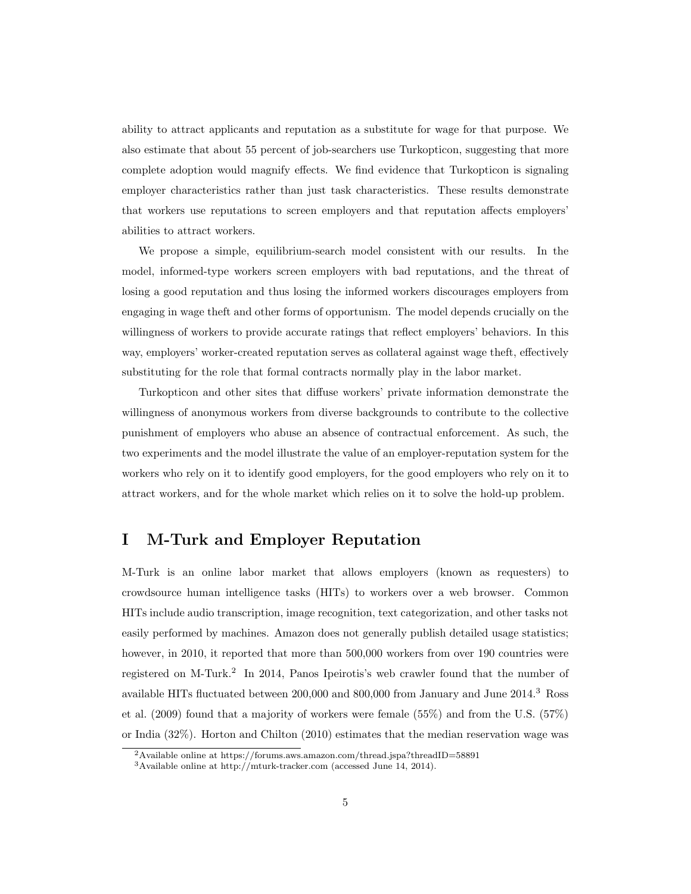ability to attract applicants and reputation as a substitute for wage for that purpose. We also estimate that about 55 percent of job-searchers use Turkopticon, suggesting that more complete adoption would magnify effects. We find evidence that Turkopticon is signaling employer characteristics rather than just task characteristics. These results demonstrate that workers use reputations to screen employers and that reputation affects employers' abilities to attract workers.

We propose a simple, equilibrium-search model consistent with our results. In the model, informed-type workers screen employers with bad reputations, and the threat of losing a good reputation and thus losing the informed workers discourages employers from engaging in wage theft and other forms of opportunism. The model depends crucially on the willingness of workers to provide accurate ratings that reflect employers' behaviors. In this way, employers' worker-created reputation serves as collateral against wage theft, effectively substituting for the role that formal contracts normally play in the labor market.

Turkopticon and other sites that diffuse workers' private information demonstrate the willingness of anonymous workers from diverse backgrounds to contribute to the collective punishment of employers who abuse an absence of contractual enforcement. As such, the two experiments and the model illustrate the value of an employer-reputation system for the workers who rely on it to identify good employers, for the good employers who rely on it to attract workers, and for the whole market which relies on it to solve the hold-up problem.

# I M-Turk and Employer Reputation

M-Turk is an online labor market that allows employers (known as requesters) to crowdsource human intelligence tasks (HITs) to workers over a web browser. Common HITs include audio transcription, image recognition, text categorization, and other tasks not easily performed by machines. Amazon does not generally publish detailed usage statistics; however, in 2010, it reported that more than 500,000 workers from over 190 countries were registered on M-Turk.[2] In 2014, Panos Ipeirotis's web crawler found that the number of available HITs fluctuated between 200,000 and 800,000 from January and June 2014.[3] Ross et al. (2009) found that a majority of workers were female (55%) and from the U.S. (57%) or India (32%). Horton and Chilton (2010) estimates that the median reservation wage was

[2] Available online at https://forums.aws.amazon.com/thread.jspa?threadID=58891

[3] Available online at http://mturk-tracker.com (accessed June 14, 2014).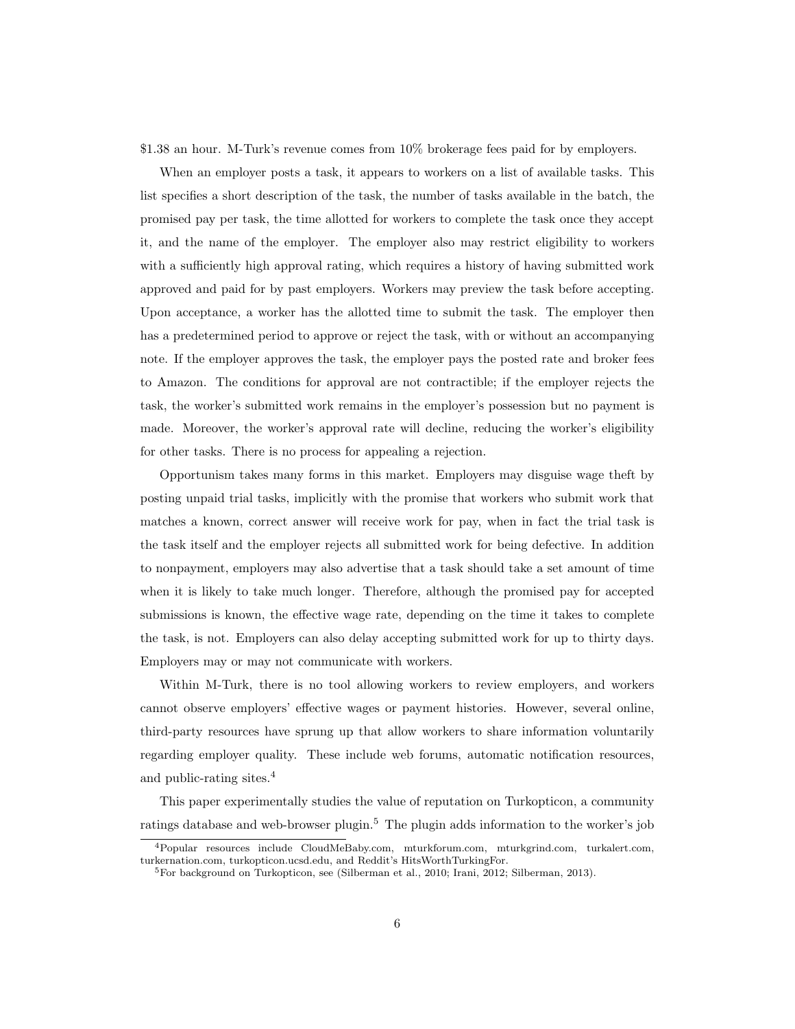$1.38 an hour. M-Turk's revenue comes from 10% brokerage fees paid for by employers.

When an employer posts a task, it appears to workers on a list of available tasks. This list specifies a short description of the task, the number of tasks available in the batch, the promised pay per task, the time allotted for workers to complete the task once they accept it, and the name of the employer. The employer also may restrict eligibility to workers with a sufficiently high approval rating, which requires a history of having submitted work approved and paid for by past employers. Workers may preview the task before accepting. Upon acceptance, a worker has the allotted time to submit the task. The employer then has a predetermined period to approve or reject the task, with or without an accompanying note. If the employer approves the task, the employer pays the posted rate and broker fees to Amazon. The conditions for approval are not contractible; if the employer rejects the task, the worker's submitted work remains in the employer's possession but no payment is made. Moreover, the worker's approval rate will decline, reducing the worker's eligibility for other tasks. There is no process for appealing a rejection.

Opportunism takes many forms in this market. Employers may disguise wage theft by posting unpaid trial tasks, implicitly with the promise that workers who submit work that matches a known, correct answer will receive work for pay, when in fact the trial task is the task itself and the employer rejects all submitted work for being defective. In addition to nonpayment, employers may also advertise that a task should take a set amount of time when it is likely to take much longer. Therefore, although the promised pay for accepted submissions is known, the effective wage rate, depending on the time it takes to complete the task, is not. Employers can also delay accepting submitted work for up to thirty days. Employers may or may not communicate with workers.

Within M-Turk, there is no tool allowing workers to review employers, and workers cannot observe employers' effective wages or payment histories. However, several online, third-party resources have sprung up that allow workers to share information voluntarily regarding employer quality. These include web forums, automatic notification resources, and public-rating sites.[4]

This paper experimentally studies the value of reputation on Turkopticon, a community ratings database and web-browser plugin.[5] The plugin adds information to the worker's job

[4] Popular resources include CloudMeBaby.com, mturkforum.com, mturkgrind.com, turkalert.com, turkernation.com, turkopticon.ucsd.edu, and Reddit's HitsWorthTurkingFor.

[5] For background on Turkopticon, see (Silberman et al., 2010; Irani, 2012; Silberman, 2013).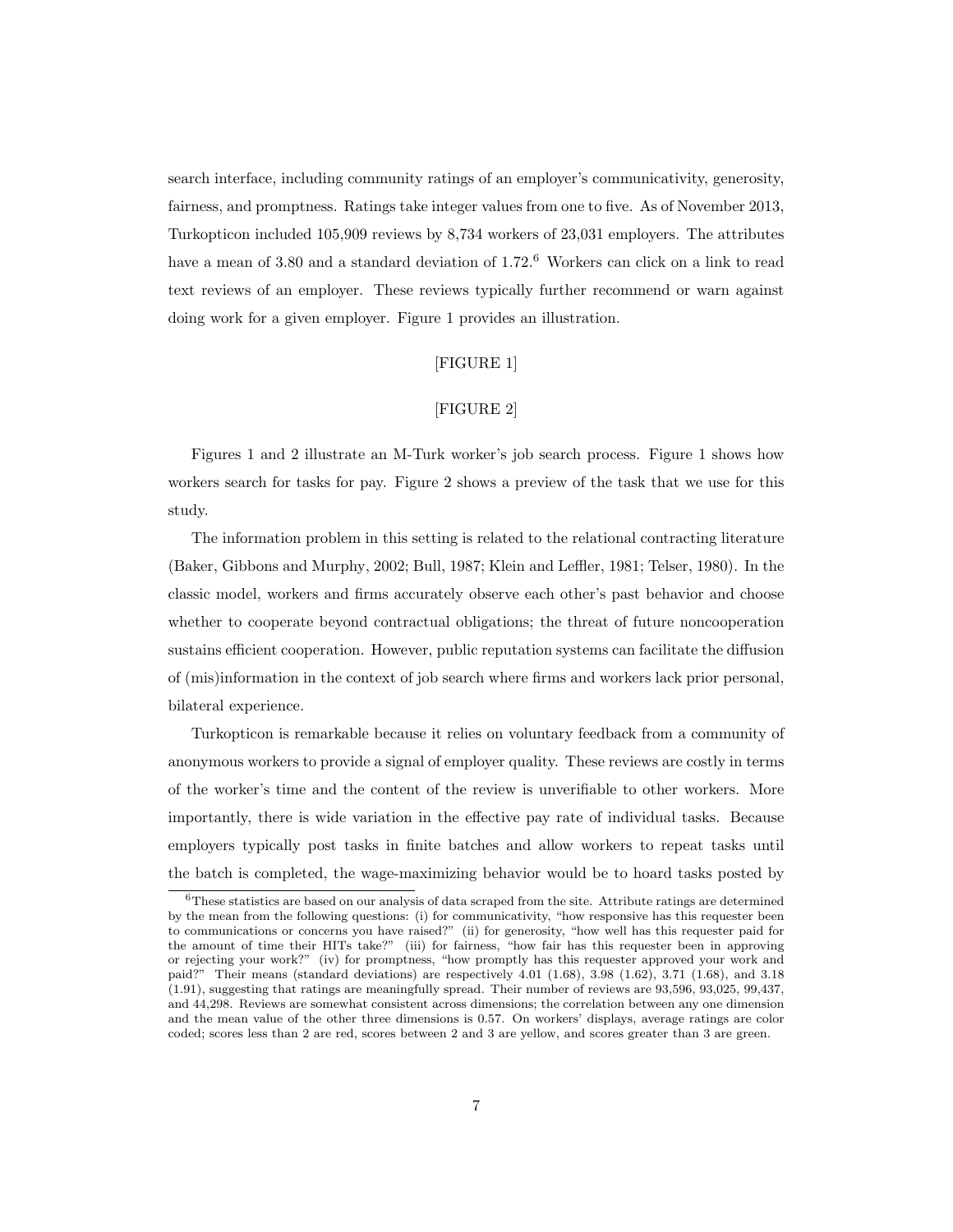search interface, including community ratings of an employer's communicativity, generosity, fairness, and promptness. Ratings take integer values from one to five. As of November 2013, Turkopticon included 105,909 reviews by 8,734 workers of 23,031 employers. The attributes have a mean of 3.80 and a standard deviation of 1.72.[6] Workers can click on a link to read text reviews of an employer. These reviews typically further recommend or warn against doing work for a given employer. Figure 1 provides an illustration.

[FIGURE 1]

[FIGURE 2]

Figures 1 and 2 illustrate an M-Turk worker's job search process. Figure 1 shows how workers search for tasks for pay. Figure 2 shows a preview of the task that we use for this study.

The information problem in this setting is related to the relational contracting literature (Baker, Gibbons and Murphy, 2002; Bull, 1987; Klein and Leffler, 1981; Telser, 1980). In the classic model, workers and firms accurately observe each other's past behavior and choose whether to cooperate beyond contractual obligations; the threat of future noncooperation sustains efficient cooperation. However, public reputation systems can facilitate the diffusion of (mis)information in the context of job search where firms and workers lack prior personal, bilateral experience.

Turkopticon is remarkable because it relies on voluntary feedback from a community of anonymous workers to provide a signal of employer quality. These reviews are costly in terms of the worker's time and the content of the review is unverifiable to other workers. More importantly, there is wide variation in the effective pay rate of individual tasks. Because employers typically post tasks in finite batches and allow workers to repeat tasks until the batch is completed, the wage-maximizing behavior would be to hoard tasks posted by

[6] These statistics are based on our analysis of data scraped from the site. Attribute ratings are determined by the mean from the following questions: (i) for communicativity, "how responsive has this requester been to communications or concerns you have raised?" (ii) for generosity, "how well has this requester paid for the amount of time their HITs take?" (iii) for fairness, "how fair has this requester been in approving or rejecting your work?" (iv) for promptness, "how promptly has this requester approved your work and paid?" Their means (standard deviations) are respectively 4.01 (1.68), 3.98 (1.62), 3.71 (1.68), and 3.18 (1.91), suggesting that ratings are meaningfully spread. Their number of reviews are 93,596, 93,025, 99,437, and 44,298. Reviews are somewhat consistent across dimensions; the correlation between any one dimension and the mean value of the other three dimensions is 0.57. On workers' displays, average ratings are color coded; scores less than 2 are red, scores between 2 and 3 are yellow, and scores greater than 3 are green.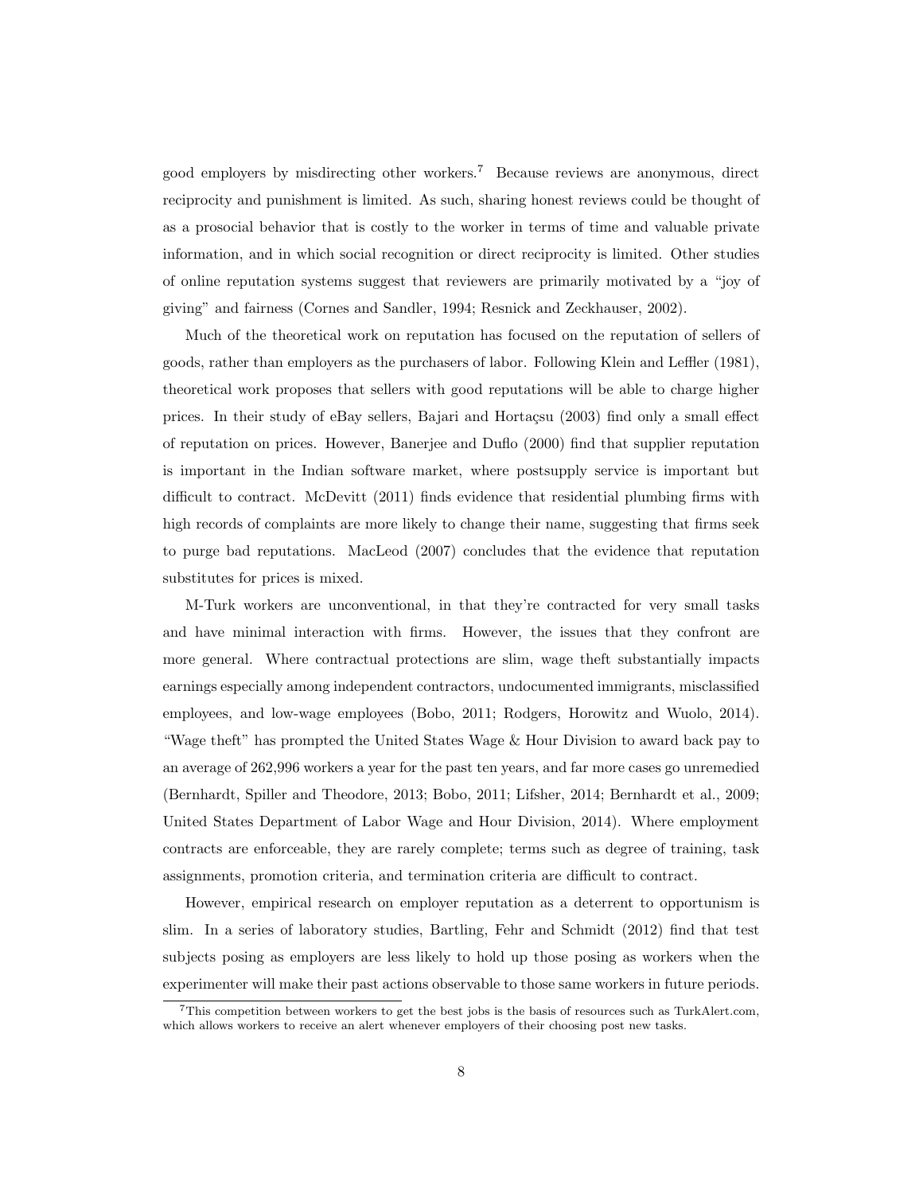good employers by misdirecting other workers.[7] Because reviews are anonymous, direct reciprocity and punishment is limited. As such, sharing honest reviews could be thought of as a prosocial behavior that is costly to the worker in terms of time and valuable private information, and in which social recognition or direct reciprocity is limited. Other studies of online reputation systems suggest that reviewers are primarily motivated by a "joy of giving" and fairness (Cornes and Sandler, 1994; Resnick and Zeckhauser, 2002).

Much of the theoretical work on reputation has focused on the reputation of sellers of goods, rather than employers as the purchasers of labor. Following Klein and Leffler (1981), theoretical work proposes that sellers with good reputations will be able to charge higher prices. In their study of eBay sellers, Bajari and Hortaçsu (2003) find only a small effect of reputation on prices. However, Banerjee and Duflo (2000) find that supplier reputation is important in the Indian software market, where postsupply service is important but difficult to contract. McDevitt (2011) finds evidence that residential plumbing firms with high records of complaints are more likely to change their name, suggesting that firms seek to purge bad reputations. MacLeod (2007) concludes that the evidence that reputation substitutes for prices is mixed.

M-Turk workers are unconventional, in that they're contracted for very small tasks and have minimal interaction with firms. However, the issues that they confront are more general. Where contractual protections are slim, wage theft substantially impacts earnings especially among independent contractors, undocumented immigrants, misclassified employees, and low-wage employees (Bobo, 2011; Rodgers, Horowitz and Wuolo, 2014). "Wage theft" has prompted the United States Wage & Hour Division to award back pay to an average of 262,996 workers a year for the past ten years, and far more cases go unremedied (Bernhardt, Spiller and Theodore, 2013; Bobo, 2011; Lifsher, 2014; Bernhardt et al., 2009; United States Department of Labor Wage and Hour Division, 2014). Where employment contracts are enforceable, they are rarely complete; terms such as degree of training, task assignments, promotion criteria, and termination criteria are difficult to contract.

However, empirical research on employer reputation as a deterrent to opportunism is slim. In a series of laboratory studies, Bartling, Fehr and Schmidt (2012) find that test subjects posing as employers are less likely to hold up those posing as workers when the experimenter will make their past actions observable to those same workers in future periods.

[7] This competition between workers to get the best jobs is the basis of resources such as TurkAlert.com, which allows workers to receive an alert whenever employers of their choosing post new tasks.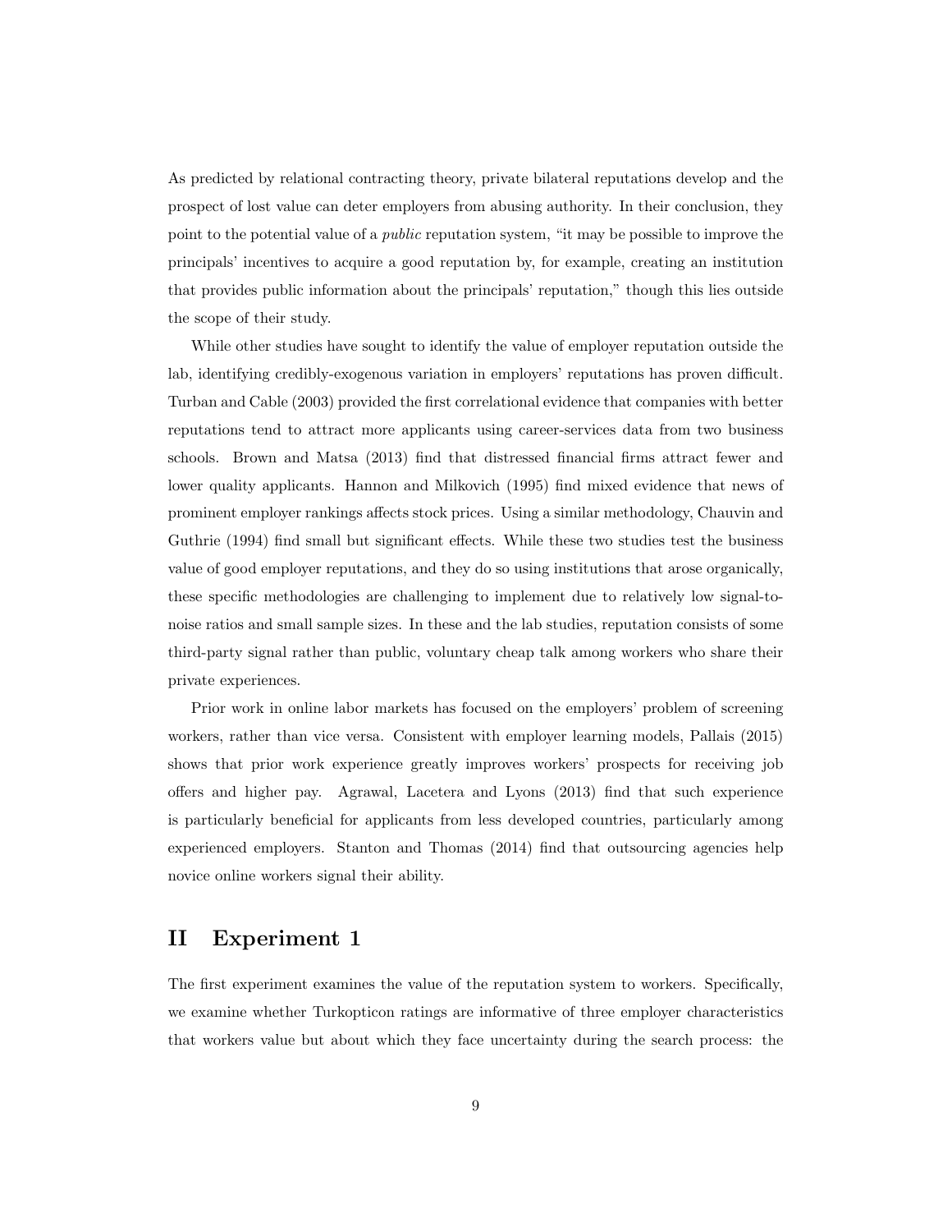As predicted by relational contracting theory, private bilateral reputations develop and the prospect of lost value can deter employers from abusing authority. In their conclusion, they point to the potential value of a *public* reputation system, "it may be possible to improve the principals' incentives to acquire a good reputation by, for example, creating an institution that provides public information about the principals' reputation," though this lies outside the scope of their study.

While other studies have sought to identify the value of employer reputation outside the lab, identifying credibly-exogenous variation in employers' reputations has proven difficult. Turban and Cable (2003) provided the first correlational evidence that companies with better reputations tend to attract more applicants using career-services data from two business schools. Brown and Matsa (2013) find that distressed financial firms attract fewer and lower quality applicants. Hannon and Milkovich (1995) find mixed evidence that news of prominent employer rankings affects stock prices. Using a similar methodology, Chauvin and Guthrie (1994) find small but significant effects. While these two studies test the business value of good employer reputations, and they do so using institutions that arose organically, these specific methodologies are challenging to implement due to relatively low signal-to-noise ratios and small sample sizes. In these and the lab studies, reputation consists of some third-party signal rather than public, voluntary cheap talk among workers who share their private experiences.

Prior work in online labor markets has focused on the employers' problem of screening workers, rather than vice versa. Consistent with employer learning models, Pallais (2015) shows that prior work experience greatly improves workers' prospects for receiving job offers and higher pay. Agrawal, Lacetera and Lyons (2013) find that such experience is particularly beneficial for applicants from less developed countries, particularly among experienced employers. Stanton and Thomas (2014) find that outsourcing agencies help novice online workers signal their ability.

## II Experiment 1

The first experiment examines the value of the reputation system to workers. Specifically, we examine whether Turkopticon ratings are informative of three employer characteristics that workers value but about which they face uncertainty during the search process: the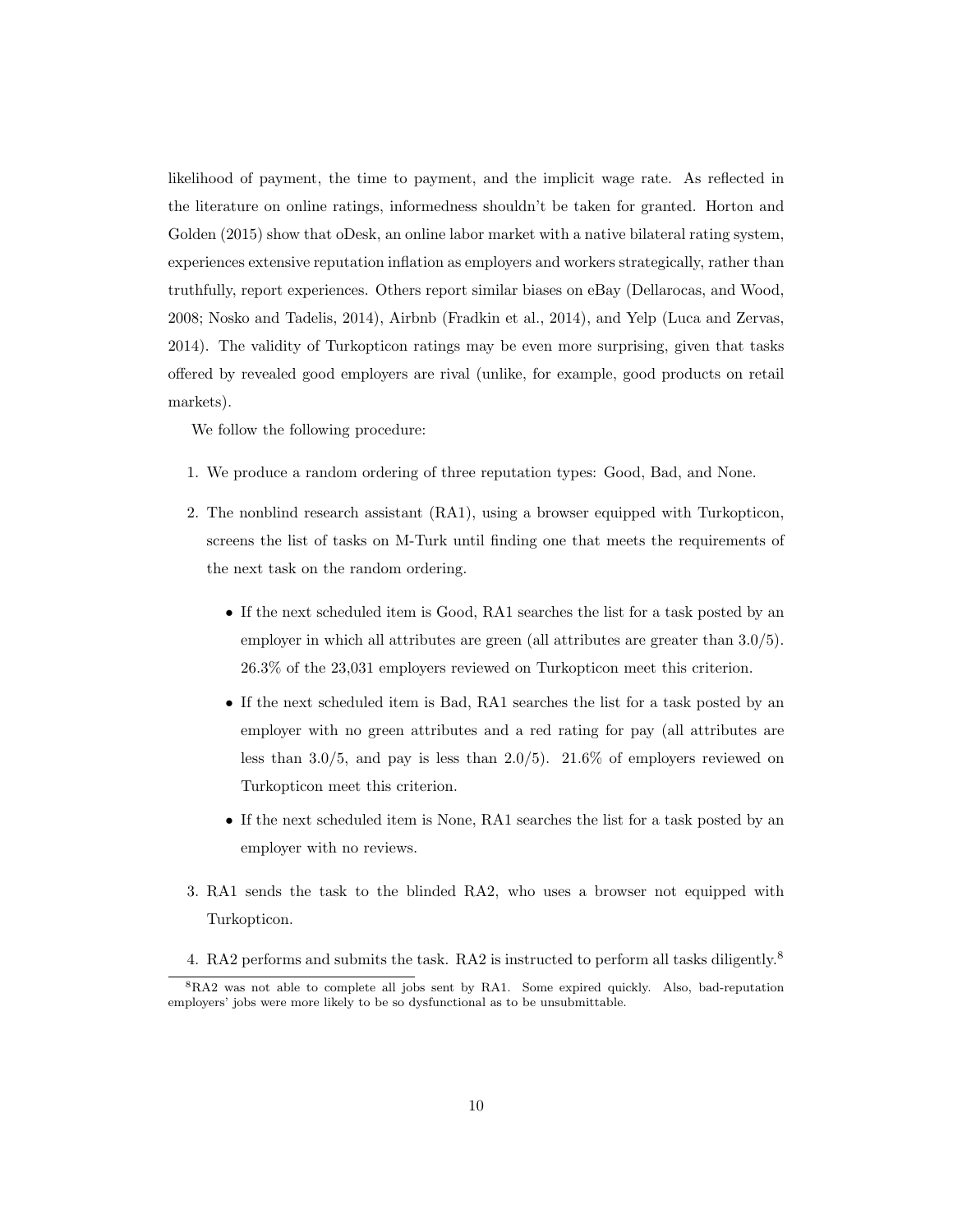likelihood of payment, the time to payment, and the implicit wage rate. As reflected in the literature on online ratings, informedness shouldn't be taken for granted. Horton and Golden (2015) show that oDesk, an online labor market with a native bilateral rating system, experiences extensive reputation inflation as employers and workers strategically, rather than truthfully, report experiences. Others report similar biases on eBay (Dellarocas, and Wood, 2008; Nosko and Tadelis, 2014), Airbnb (Fradkin et al., 2014), and Yelp (Luca and Zervas, 2014). The validity of Turkopticon ratings may be even more surprising, given that tasks offered by revealed good employers are rival (unlike, for example, good products on retail markets).

We follow the following procedure:

1. We produce a random ordering of three reputation types: Good, Bad, and None.
2. The nonblind research assistant (RA1), using a browser equipped with Turkopticon, screens the list of tasks on M-Turk until finding one that meets the requirements of the next task on the random ordering.
   - If the next scheduled item is Good, RA1 searches the list for a task posted by an employer in which all attributes are green (all attributes are greater than 3.0/5). 26.3% of the 23,031 employers reviewed on Turkopticon meet this criterion.
   - If the next scheduled item is Bad, RA1 searches the list for a task posted by an employer with no green attributes and a red rating for pay (all attributes are less than 3.0/5, and pay is less than 2.0/5). 21.6% of employers reviewed on Turkopticon meet this criterion.
   - If the next scheduled item is None, RA1 searches the list for a task posted by an employer with no reviews.
3. RA1 sends the task to the blinded RA2, who uses a browser not equipped with Turkopticon.
4. RA2 performs and submits the task. RA2 is instructed to perform all tasks diligently.[8]

[8]RA2 was not able to complete all jobs sent by RA1. Some expired quickly. Also, bad-reputation employers' jobs were more likely to be so dysfunctional as to be unsubmittable.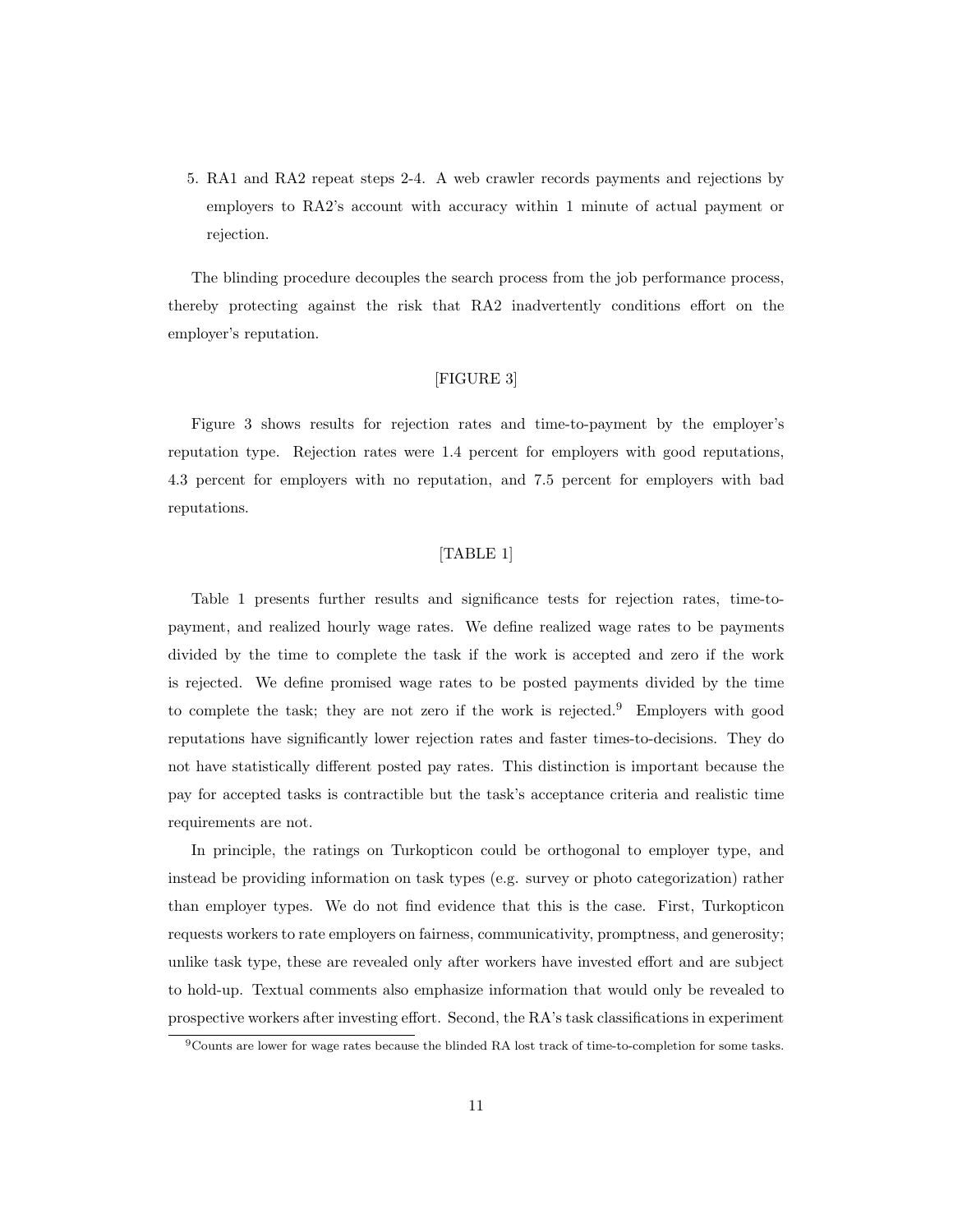5. RA1 and RA2 repeat steps 2-4. A web crawler records payments and rejections by employers to RA2's account with accuracy within 1 minute of actual payment or rejection.

The blinding procedure decouples the search process from the job performance process, thereby protecting against the risk that RA2 inadvertently conditions effort on the employer's reputation.

[FIGURE 3]

Figure 3 shows results for rejection rates and time-to-payment by the employer's reputation type. Rejection rates were 1.4 percent for employers with good reputations, 4.3 percent for employers with no reputation, and 7.5 percent for employers with bad reputations.

[TABLE 1]

Table 1 presents further results and significance tests for rejection rates, time-to-payment, and realized hourly wage rates. We define realized wage rates to be payments divided by the time to complete the task if the work is accepted and zero if the work is rejected. We define promised wage rates to be posted payments divided by the time to complete the task; they are not zero if the work is rejected.[9] Employers with good reputations have significantly lower rejection rates and faster times-to-decisions. They do not have statistically different posted pay rates. This distinction is important because the pay for accepted tasks is contractible but the task's acceptance criteria and realistic time requirements are not.

In principle, the ratings on Turkopticon could be orthogonal to employer type, and instead be providing information on task types (e.g. survey or photo categorization) rather than employer types. We do not find evidence that this is the case. First, Turkopticon requests workers to rate employers on fairness, communicativity, promptness, and generosity; unlike task type, these are revealed only after workers have invested effort and are subject to hold-up. Textual comments also emphasize information that would only be revealed to prospective workers after investing effort. Second, the RA's task classifications in experiment

[9] Counts are lower for wage rates because the blinded RA lost track of time-to-completion for some tasks.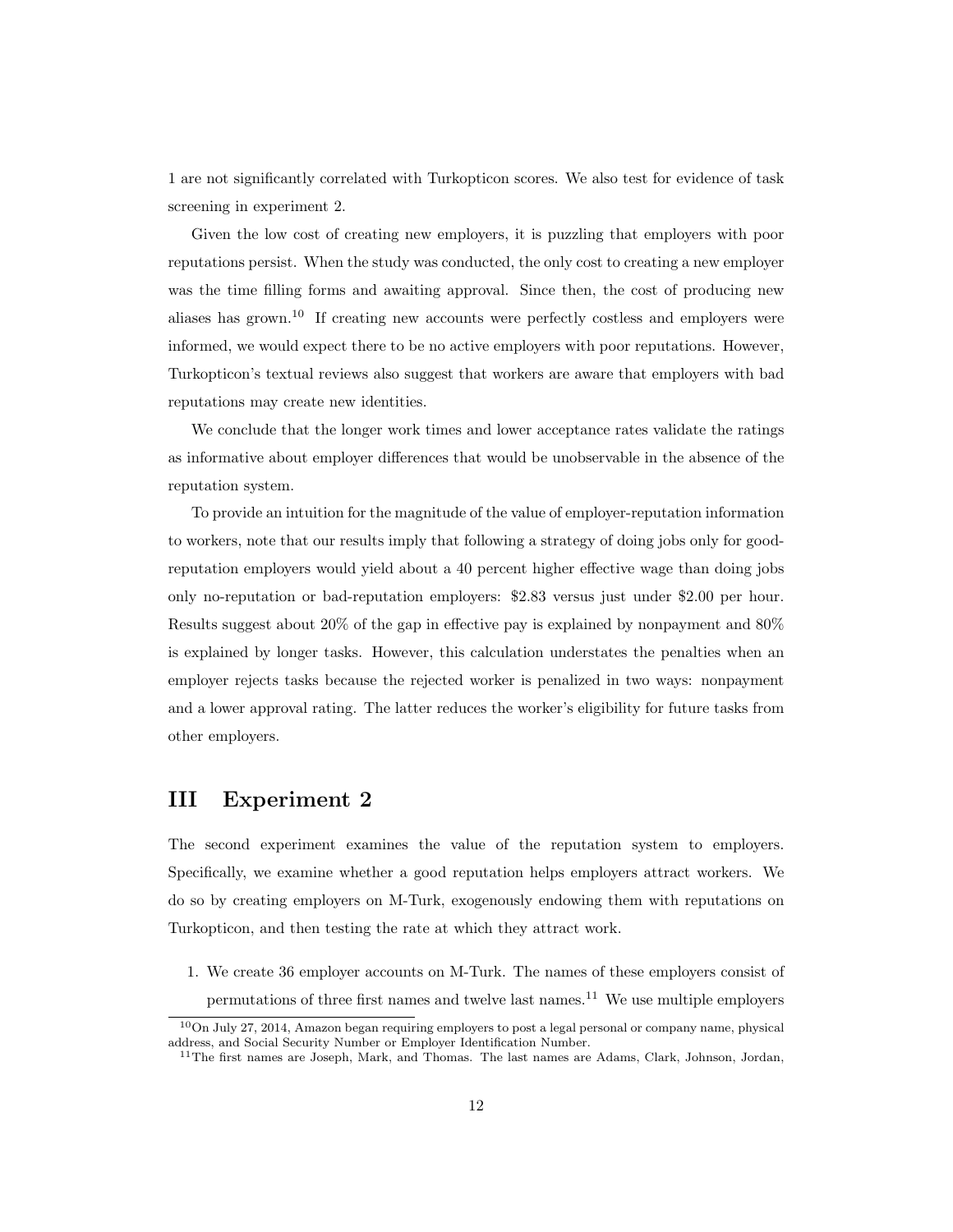1 are not significantly correlated with Turkopticon scores. We also test for evidence of task screening in experiment 2.

Given the low cost of creating new employers, it is puzzling that employers with poor reputations persist. When the study was conducted, the only cost to creating a new employer was the time filling forms and awaiting approval. Since then, the cost of producing new aliases has grown.[10] If creating new accounts were perfectly costless and employers were informed, we would expect there to be no active employers with poor reputations. However, Turkopticon's textual reviews also suggest that workers are aware that employers with bad reputations may create new identities.

We conclude that the longer work times and lower acceptance rates validate the ratings as informative about employer differences that would be unobservable in the absence of the reputation system.

To provide an intuition for the magnitude of the value of employer-reputation information to workers, note that our results imply that following a strategy of doing jobs only for good-reputation employers would yield about a 40 percent higher effective wage than doing jobs only no-reputation or bad-reputation employers: $2.83 versus just under $2.00 per hour. Results suggest about 20% of the gap in effective pay is explained by nonpayment and 80% is explained by longer tasks. However, this calculation understates the penalties when an employer rejects tasks because the rejected worker is penalized in two ways: nonpayment and a lower approval rating. The latter reduces the worker's eligibility for future tasks from other employers.

# III Experiment 2

The second experiment examines the value of the reputation system to employers. Specifically, we examine whether a good reputation helps employers attract workers. We do so by creating employers on M-Turk, exogenously endowing them with reputations on Turkopticon, and then testing the rate at which they attract work.

1. We create 36 employer accounts on M-Turk. The names of these employers consist of permutations of three first names and twelve last names.[11] We use multiple employers

[10] On July 27, 2014, Amazon began requiring employers to post a legal personal or company name, physical address, and Social Security Number or Employer Identification Number.

[11] The first names are Joseph, Mark, and Thomas. The last names are Adams, Clark, Johnson, Jordan,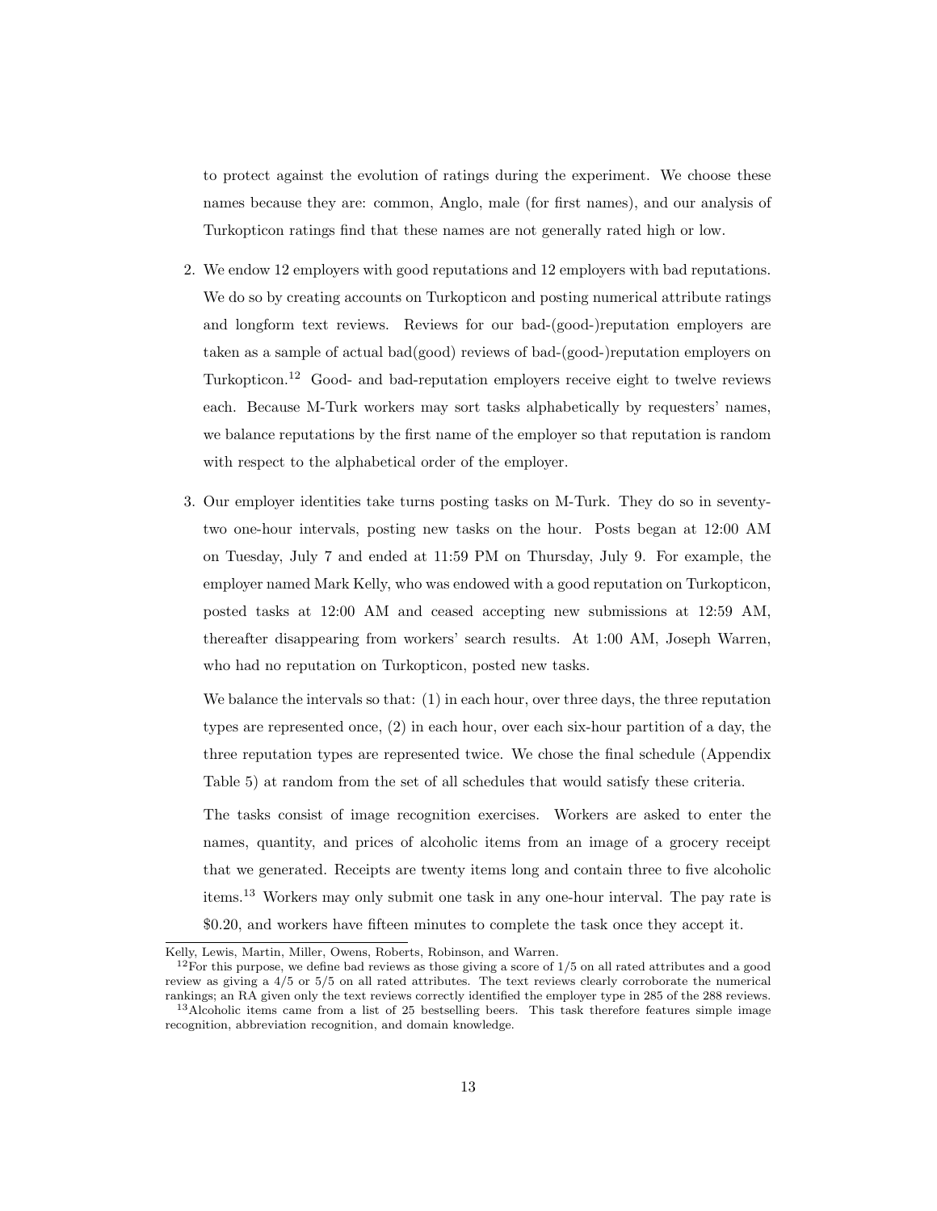to protect against the evolution of ratings during the experiment. We choose these names because they are: common, Anglo, male (for first names), and our analysis of Turkopticon ratings find that these names are not generally rated high or low.

2. We endow 12 employers with good reputations and 12 employers with bad reputations. We do so by creating accounts on Turkopticon and posting numerical attribute ratings and longform text reviews. Reviews for our bad-(good-)reputation employers are taken as a sample of actual bad(good) reviews of bad-(good-)reputation employers on Turkopticon.[12] Good- and bad-reputation employers receive eight to twelve reviews each. Because M-Turk workers may sort tasks alphabetically by requesters' names, we balance reputations by the first name of the employer so that reputation is random with respect to the alphabetical order of the employer.

3. Our employer identities take turns posting tasks on M-Turk. They do so in seventy-two one-hour intervals, posting new tasks on the hour. Posts began at 12:00 AM on Tuesday, July 7 and ended at 11:59 PM on Thursday, July 9. For example, the employer named Mark Kelly, who was endowed with a good reputation on Turkopticon, posted tasks at 12:00 AM and ceased accepting new submissions at 12:59 AM, thereafter disappearing from workers' search results. At 1:00 AM, Joseph Warren, who had no reputation on Turkopticon, posted new tasks.

   We balance the intervals so that: (1) in each hour, over three days, the three reputation types are represented once, (2) in each hour, over each six-hour partition of a day, the three reputation types are represented twice. We chose the final schedule (Appendix Table 5) at random from the set of all schedules that would satisfy these criteria.

   The tasks consist of image recognition exercises. Workers are asked to enter the names, quantity, and prices of alcoholic items from an image of a grocery receipt that we generated. Receipts are twenty items long and contain three to five alcoholic items.[13] Workers may only submit one task in any one-hour interval. The pay rate is $0.20, and workers have fifteen minutes to complete the task once they accept it.

---

Kelly, Lewis, Martin, Miller, Owens, Roberts, Robinson, and Warren.

[12] For this purpose, we define bad reviews as those giving a score of 1/5 on all rated attributes and a good review as giving a 4/5 or 5/5 on all rated attributes. The text reviews clearly corroborate the numerical rankings; an RA given only the text reviews correctly identified the employer type in 285 of the 288 reviews.

[13] Alcoholic items came from a list of 25 bestselling beers. This task therefore features simple image recognition, abbreviation recognition, and domain knowledge.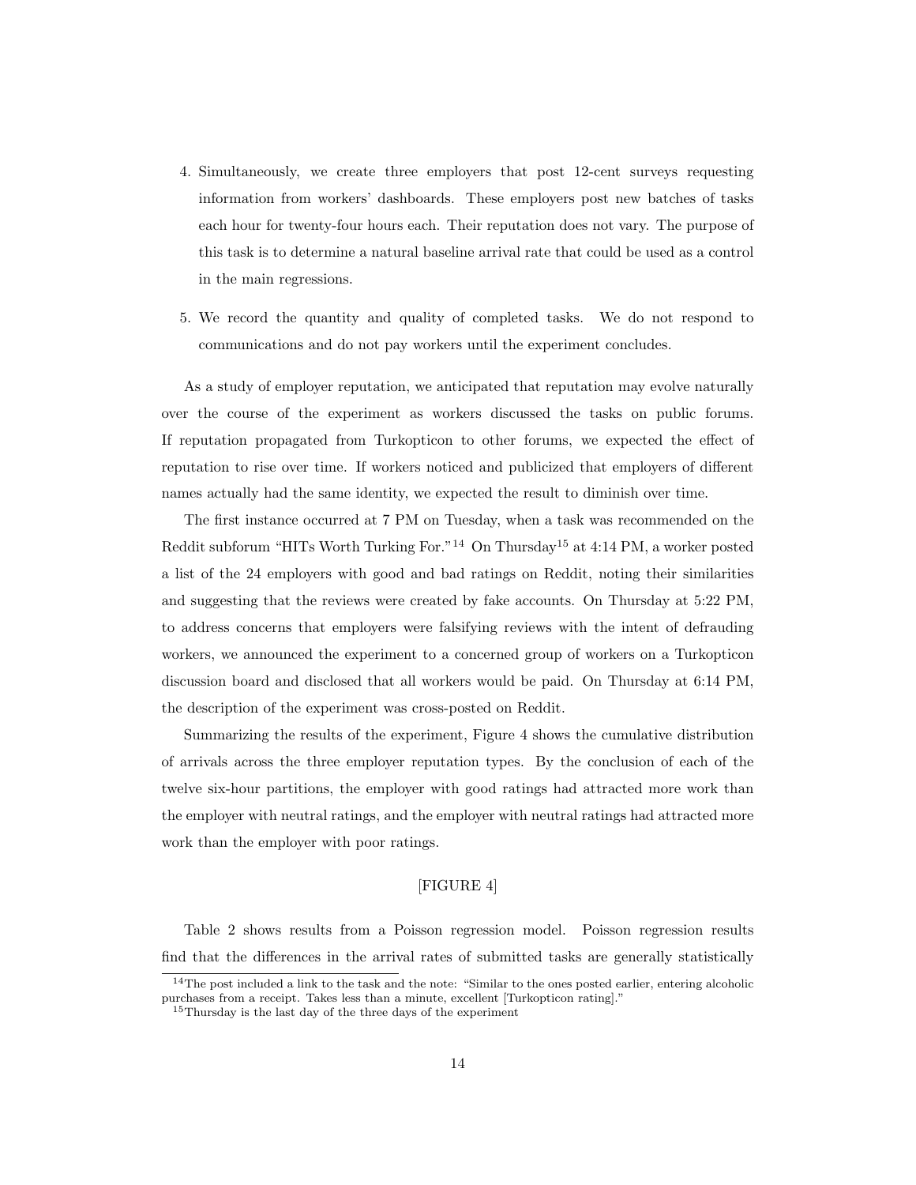4. Simultaneously, we create three employers that post 12-cent surveys requesting information from workers' dashboards. These employers post new batches of tasks each hour for twenty-four hours each. Their reputation does not vary. The purpose of this task is to determine a natural baseline arrival rate that could be used as a control in the main regressions.

5. We record the quantity and quality of completed tasks. We do not respond to communications and do not pay workers until the experiment concludes.

As a study of employer reputation, we anticipated that reputation may evolve naturally over the course of the experiment as workers discussed the tasks on public forums. If reputation propagated from Turkopticon to other forums, we expected the effect of reputation to rise over time. If workers noticed and publicized that employers of different names actually had the same identity, we expected the result to diminish over time.

The first instance occurred at 7 PM on Tuesday, when a task was recommended on the Reddit subforum "HITs Worth Turking For."[14] On Thursday[15] at 4:14 PM, a worker posted a list of the 24 employers with good and bad ratings on Reddit, noting their similarities and suggesting that the reviews were created by fake accounts. On Thursday at 5:22 PM, to address concerns that employers were falsifying reviews with the intent of defrauding workers, we announced the experiment to a concerned group of workers on a Turkopticon discussion board and disclosed that all workers would be paid. On Thursday at 6:14 PM, the description of the experiment was cross-posted on Reddit.

Summarizing the results of the experiment, Figure 4 shows the cumulative distribution of arrivals across the three employer reputation types. By the conclusion of each of the twelve six-hour partitions, the employer with good ratings had attracted more work than the employer with neutral ratings, and the employer with neutral ratings had attracted more work than the employer with poor ratings.

[FIGURE 4]

Table 2 shows results from a Poisson regression model. Poisson regression results find that the differences in the arrival rates of submitted tasks are generally statistically

[14] The post included a link to the task and the note: "Similar to the ones posted earlier, entering alcoholic purchases from a receipt. Takes less than a minute, excellent [Turkopticon rating]."

[15] Thursday is the last day of the three days of the experiment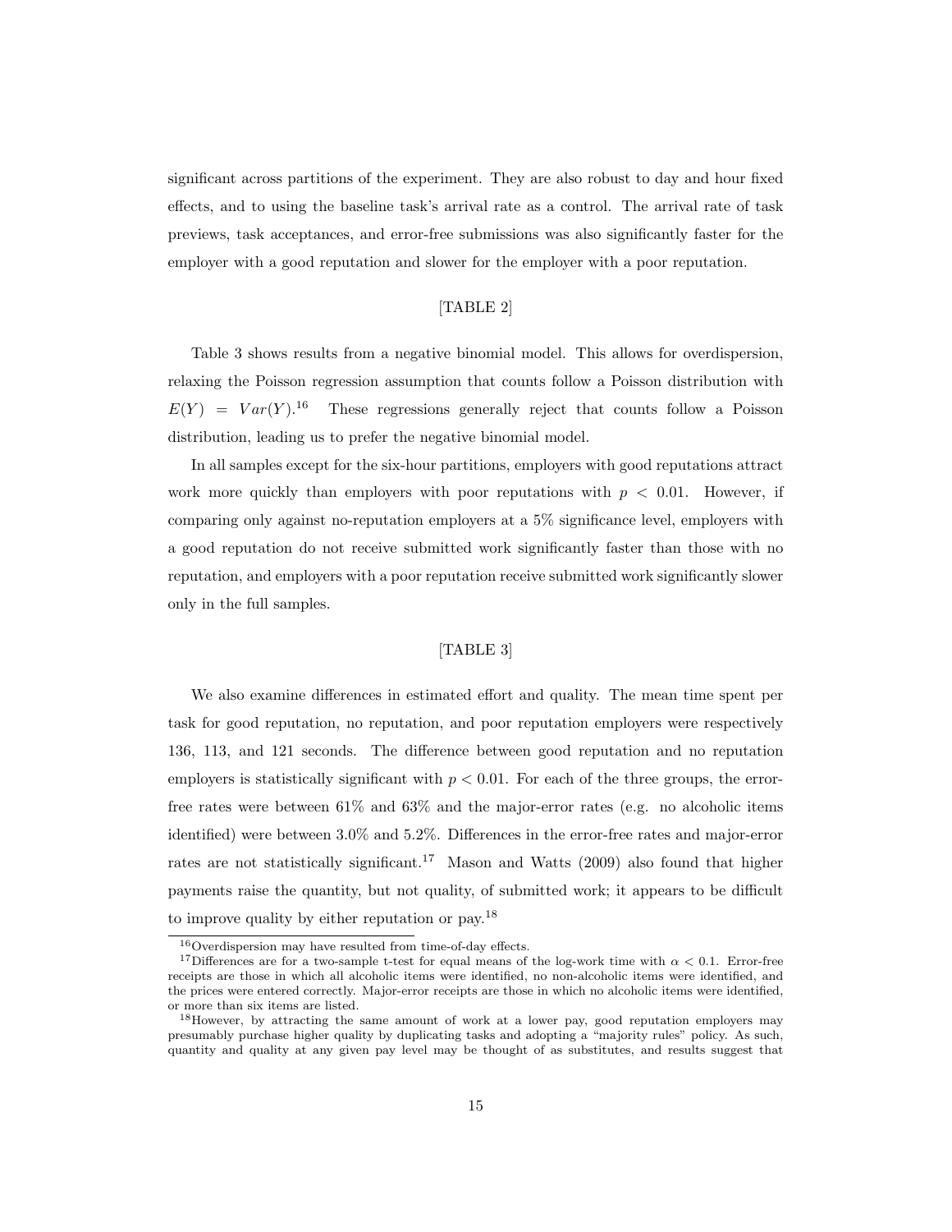significant across partitions of the experiment. They are also robust to day and hour fixed effects, and to using the baseline task's arrival rate as a control. The arrival rate of task previews, task acceptances, and error-free submissions was also significantly faster for the employer with a good reputation and slower for the employer with a poor reputation.

[TABLE 2]

Table 3 shows results from a negative binomial model. This allows for overdispersion, relaxing the Poisson regression assumption that counts follow a Poisson distribution with $E(Y) = Var(Y)$.[16] These regressions generally reject that counts follow a Poisson distribution, leading us to prefer the negative binomial model.

In all samples except for the six-hour partitions, employers with good reputations attract work more quickly than employers with poor reputations with $p < 0.01$. However, if comparing only against no-reputation employers at a 5% significance level, employers with a good reputation do not receive submitted work significantly faster than those with no reputation, and employers with a poor reputation receive submitted work significantly slower only in the full samples.

[TABLE 3]

We also examine differences in estimated effort and quality. The mean time spent per task for good reputation, no reputation, and poor reputation employers were respectively 136, 113, and 121 seconds. The difference between good reputation and no reputation employers is statistically significant with $p < 0.01$. For each of the three groups, the error-free rates were between 61% and 63% and the major-error rates (e.g. no alcoholic items identified) were between 3.0% and 5.2%. Differences in the error-free rates and major-error rates are not statistically significant.[17] Mason and Watts (2009) also found that higher payments raise the quantity, but not quality, of submitted work; it appears to be difficult to improve quality by either reputation or pay.[18]

[16] Overdispersion may have resulted from time-of-day effects.

[17] Differences are for a two-sample t-test for equal means of the log-work time with $\alpha < 0.1$. Error-free receipts are those in which all alcoholic items were identified, no non-alcoholic items were identified, and the prices were entered correctly. Major-error receipts are those in which no alcoholic items were identified, or more than six items are listed.

[18] However, by attracting the same amount of work at a lower pay, good reputation employers may presumably purchase higher quality by duplicating tasks and adopting a "majority rules" policy. As such, quantity and quality at any given pay level may be thought of as substitutes, and results suggest that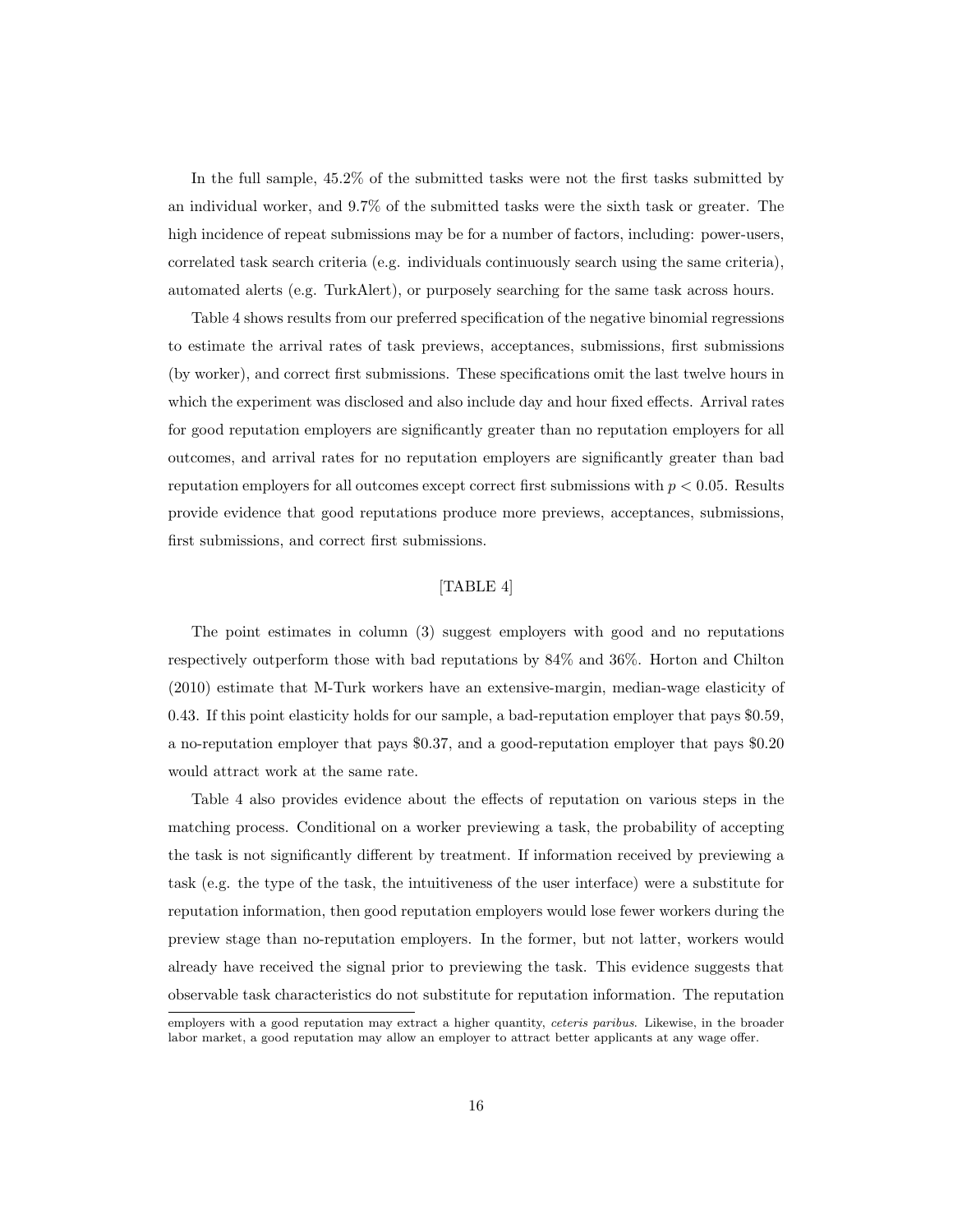In the full sample, 45.2% of the submitted tasks were not the first tasks submitted by an individual worker, and 9.7% of the submitted tasks were the sixth task or greater. The high incidence of repeat submissions may be for a number of factors, including: power-users, correlated task search criteria (e.g. individuals continuously search using the same criteria), automated alerts (e.g. TurkAlert), or purposely searching for the same task across hours.

Table 4 shows results from our preferred specification of the negative binomial regressions to estimate the arrival rates of task previews, acceptances, submissions, first submissions (by worker), and correct first submissions. These specifications omit the last twelve hours in which the experiment was disclosed and also include day and hour fixed effects. Arrival rates for good reputation employers are significantly greater than no reputation employers for all outcomes, and arrival rates for no reputation employers are significantly greater than bad reputation employers for all outcomes except correct first submissions with $p < 0.05$. Results provide evidence that good reputations produce more previews, acceptances, submissions, first submissions, and correct first submissions.

[TABLE 4]

The point estimates in column (3) suggest employers with good and no reputations respectively outperform those with bad reputations by 84% and 36%. Horton and Chilton (2010) estimate that M-Turk workers have an extensive-margin, median-wage elasticity of 0.43. If this point elasticity holds for our sample, a bad-reputation employer that pays $0.59, a no-reputation employer that pays $0.37, and a good-reputation employer that pays $0.20 would attract work at the same rate.

Table 4 also provides evidence about the effects of reputation on various steps in the matching process. Conditional on a worker previewing a task, the probability of accepting the task is not significantly different by treatment. If information received by previewing a task (e.g. the type of the task, the intuitiveness of the user interface) were a substitute for reputation information, then good reputation employers would lose fewer workers during the preview stage than no-reputation employers. In the former, but not latter, workers would already have received the signal prior to previewing the task. This evidence suggests that observable task characteristics do not substitute for reputation information. The reputation

employers with a good reputation may extract a higher quantity, *ceteris paribus*. Likewise, in the broader labor market, a good reputation may allow an employer to attract better applicants at any wage offer.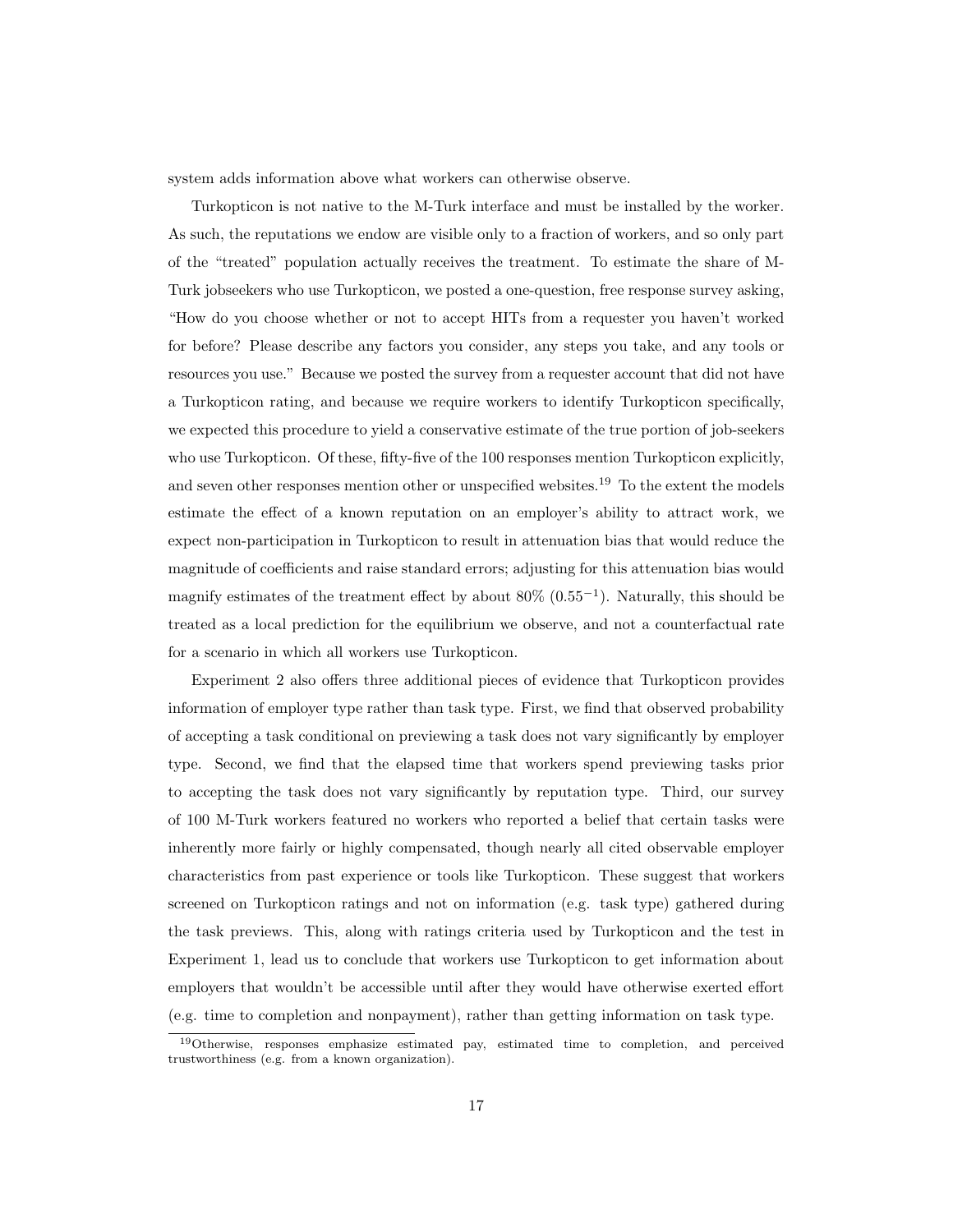system adds information above what workers can otherwise observe.

Turkopticon is not native to the M-Turk interface and must be installed by the worker. As such, the reputations we endow are visible only to a fraction of workers, and so only part of the "treated" population actually receives the treatment. To estimate the share of M-Turk jobseekers who use Turkopticon, we posted a one-question, free response survey asking, "How do you choose whether or not to accept HITs from a requester you haven't worked for before? Please describe any factors you consider, any steps you take, and any tools or resources you use." Because we posted the survey from a requester account that did not have a Turkopticon rating, and because we require workers to identify Turkopticon specifically, we expected this procedure to yield a conservative estimate of the true portion of job-seekers who use Turkopticon. Of these, fifty-five of the 100 responses mention Turkopticon explicitly, and seven other responses mention other or unspecified websites.[19] To the extent the models estimate the effect of a known reputation on an employer's ability to attract work, we expect non-participation in Turkopticon to result in attenuation bias that would reduce the magnitude of coefficients and raise standard errors; adjusting for this attenuation bias would magnify estimates of the treatment effect by about 80% ($0.55^{-1}$). Naturally, this should be treated as a local prediction for the equilibrium we observe, and not a counterfactual rate for a scenario in which all workers use Turkopticon.

Experiment 2 also offers three additional pieces of evidence that Turkopticon provides information of employer type rather than task type. First, we find that observed probability of accepting a task conditional on previewing a task does not vary significantly by employer type. Second, we find that the elapsed time that workers spend previewing tasks prior to accepting the task does not vary significantly by reputation type. Third, our survey of 100 M-Turk workers featured no workers who reported a belief that certain tasks were inherently more fairly or highly compensated, though nearly all cited observable employer characteristics from past experience or tools like Turkopticon. These suggest that workers screened on Turkopticon ratings and not on information (e.g. task type) gathered during the task previews. This, along with ratings criteria used by Turkopticon and the test in Experiment 1, lead us to conclude that workers use Turkopticon to get information about employers that wouldn't be accessible until after they would have otherwise exerted effort (e.g. time to completion and nonpayment), rather than getting information on task type.

[19] Otherwise, responses emphasize estimated pay, estimated time to completion, and perceived trustworthiness (e.g. from a known organization).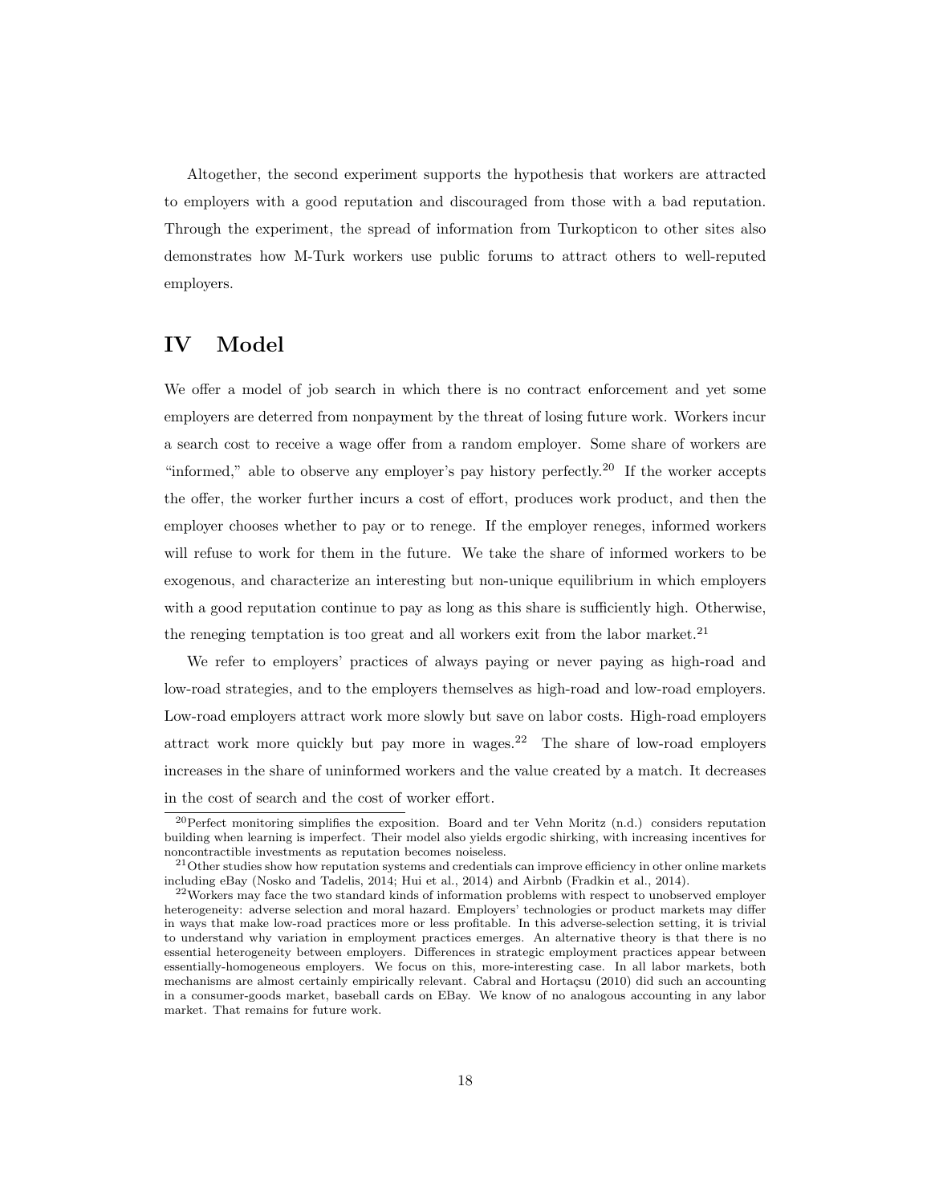Altogether, the second experiment supports the hypothesis that workers are attracted to employers with a good reputation and discouraged from those with a bad reputation. Through the experiment, the spread of information from Turkopticon to other sites also demonstrates how M-Turk workers use public forums to attract others to well-reputed employers.

## IV Model

We offer a model of job search in which there is no contract enforcement and yet some employers are deterred from nonpayment by the threat of losing future work. Workers incur a search cost to receive a wage offer from a random employer. Some share of workers are "informed," able to observe any employer's pay history perfectly.[20] If the worker accepts the offer, the worker further incurs a cost of effort, produces work product, and then the employer chooses whether to pay or to renege. If the employer reneges, informed workers will refuse to work for them in the future. We take the share of informed workers to be exogenous, and characterize an interesting but non-unique equilibrium in which employers with a good reputation continue to pay as long as this share is sufficiently high. Otherwise, the reneging temptation is too great and all workers exit from the labor market.[21]

We refer to employers' practices of always paying or never paying as high-road and low-road strategies, and to the employers themselves as high-road and low-road employers. Low-road employers attract work more slowly but save on labor costs. High-road employers attract work more quickly but pay more in wages.[22] The share of low-road employers increases in the share of uninformed workers and the value created by a match. It decreases in the cost of search and the cost of worker effort.

[20] Perfect monitoring simplifies the exposition. Board and ter Vehn Moritz (n.d.) considers reputation building when learning is imperfect. Their model also yields ergodic shirking, with increasing incentives for noncontractible investments as reputation becomes noiseless.

[21] Other studies show how reputation systems and credentials can improve efficiency in other online markets including eBay (Nosko and Tadelis, 2014; Hui et al., 2014) and Airbnb (Fradkin et al., 2014).

[22] Workers may face the two standard kinds of information problems with respect to unobserved employer heterogeneity: adverse selection and moral hazard. Employers' technologies or product markets may differ in ways that make low-road practices more or less profitable. In this adverse-selection setting, it is trivial to understand why variation in employment practices emerges. An alternative theory is that there is no essential heterogeneity between employers. Differences in strategic employment practices appear between essentially-homogeneous employers. We focus on this, more-interesting case. In all labor markets, both mechanisms are almost certainly empirically relevant. Cabral and Hortaçsu (2010) did such an accounting in a consumer-goods market, baseball cards on EBay. We know of no analogous accounting in any labor market. That remains for future work.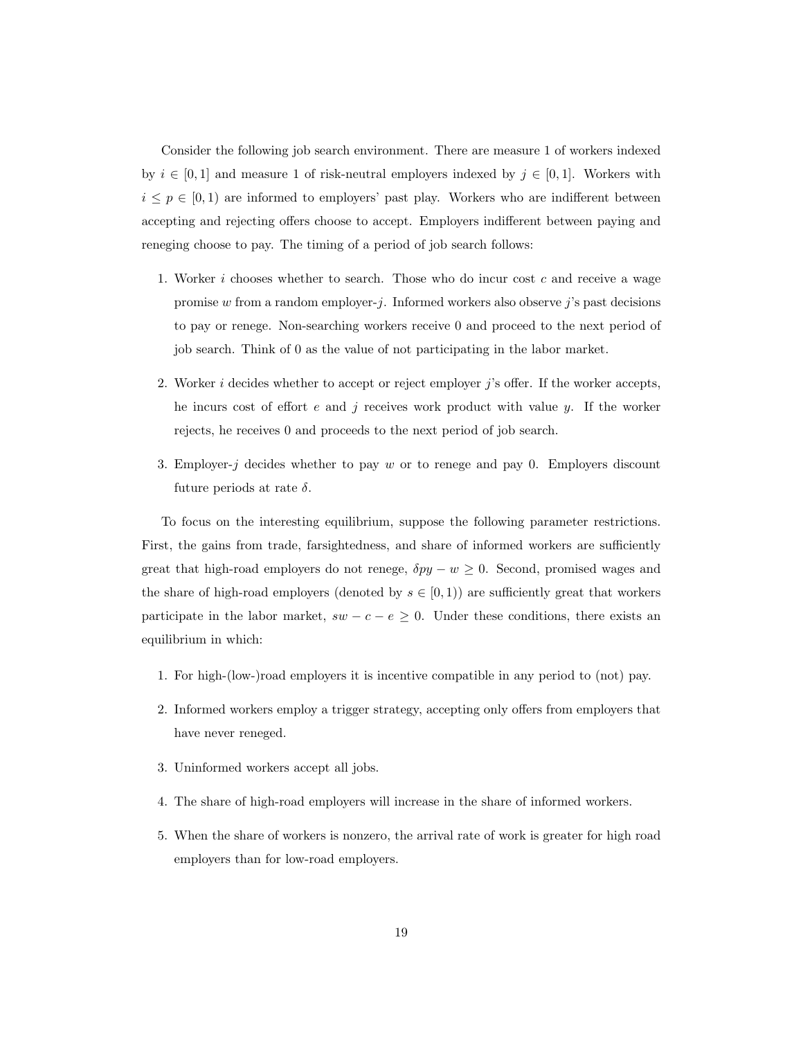Consider the following job search environment. There are measure 1 of workers indexed by $i \in [0, 1]$ and measure 1 of risk-neutral employers indexed by $j \in [0, 1]$. Workers with $i \leq p \in [0, 1)$ are informed to employers' past play. Workers who are indifferent between accepting and rejecting offers choose to accept. Employers indifferent between paying and reneging choose to pay. The timing of a period of job search follows:

1. Worker $i$ chooses whether to search. Those who do incur cost $c$ and receive a wage promise $w$ from a random employer-$j$. Informed workers also observe $j$'s past decisions to pay or renege. Non-searching workers receive 0 and proceed to the next period of job search. Think of 0 as the value of not participating in the labor market.

2. Worker $i$ decides whether to accept or reject employer $j$'s offer. If the worker accepts, he incurs cost of effort $e$ and $j$ receives work product with value $y$. If the worker rejects, he receives 0 and proceeds to the next period of job search.

3. Employer-$j$ decides whether to pay $w$ or to renege and pay 0. Employers discount future periods at rate $\delta$.

To focus on the interesting equilibrium, suppose the following parameter restrictions. First, the gains from trade, farsightedness, and share of informed workers are sufficiently great that high-road employers do not renege, $\delta py - w \geq 0$. Second, promised wages and the share of high-road employers (denoted by $s \in [0, 1)$) are sufficiently great that workers participate in the labor market, $sw - c - e \geq 0$. Under these conditions, there exists an equilibrium in which:

1. For high-(low-)road employers it is incentive compatible in any period to (not) pay.

2. Informed workers employ a trigger strategy, accepting only offers from employers that have never reneged.

3. Uninformed workers accept all jobs.

4. The share of high-road employers will increase in the share of informed workers.

5. When the share of workers is nonzero, the arrival rate of work is greater for high road employers than for low-road employers.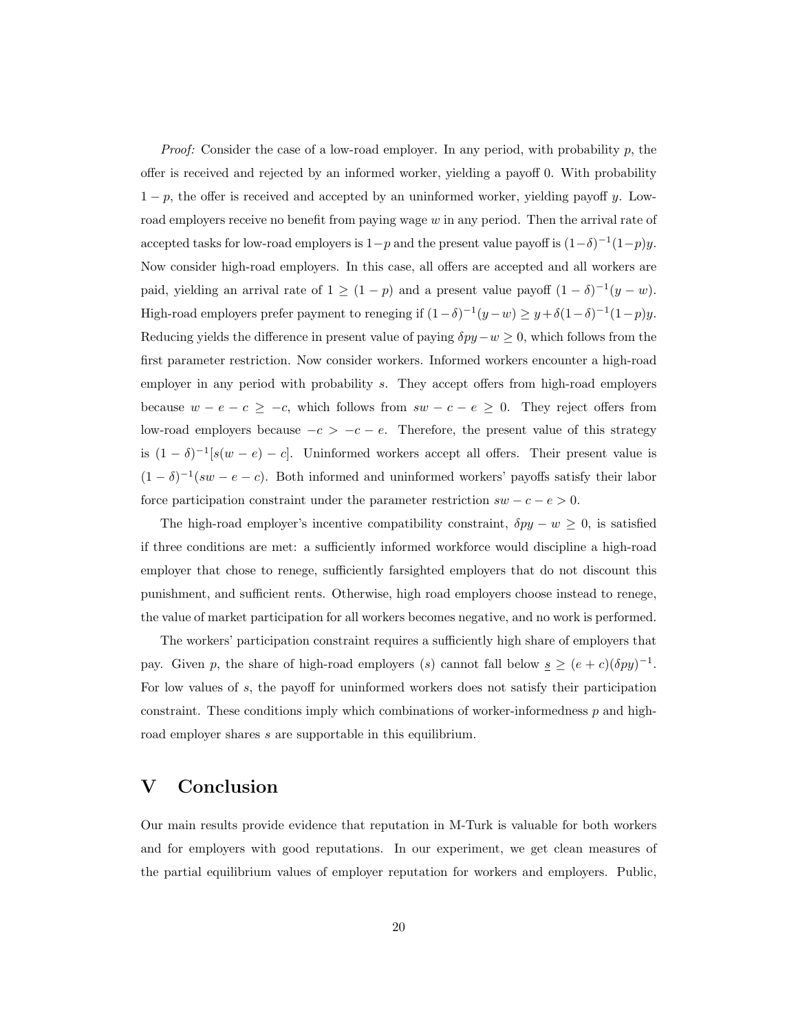*Proof:* Consider the case of a low-road employer. In any period, with probability $p$, the offer is received and rejected by an informed worker, yielding a payoff 0. With probability $1-p$, the offer is received and accepted by an uninformed worker, yielding payoff $y$. Low-road employers receive no benefit from paying wage $w$ in any period. Then the arrival rate of accepted tasks for low-road employers is $1-p$ and the present value payoff is $(1-\delta)^{-1}(1-p)y$. Now consider high-road employers. In this case, all offers are accepted and all workers are paid, yielding an arrival rate of $1 \geq (1-p)$ and a present value payoff $(1-\delta)^{-1}(y-w)$. High-road employers prefer payment to reneging if $(1-\delta)^{-1}(y-w) \geq y + \delta(1-\delta)^{-1}(1-p)y$. Reducing yields the difference in present value of paying $\delta py - w \geq 0$, which follows from the first parameter restriction. Now consider workers. Informed workers encounter a high-road employer in any period with probability $s$. They accept offers from high-road employers because $w - e - c \geq -c$, which follows from $sw - c - e \geq 0$. They reject offers from low-road employers because $-c > -c - e$. Therefore, the present value of this strategy is $(1-\delta)^{-1}[s(w-e) - c]$. Uninformed workers accept all offers. Their present value is $(1-\delta)^{-1}(sw - e - c)$. Both informed and uninformed workers' payoffs satisfy their labor force participation constraint under the parameter restriction $sw - c - e > 0$.

The high-road employer's incentive compatibility constraint, $\delta py - w \geq 0$, is satisfied if three conditions are met: a sufficiently informed workforce would discipline a high-road employer that chose to renege, sufficiently farsighted employers that do not discount this punishment, and sufficient rents. Otherwise, high road employers choose instead to renege, the value of market participation for all workers becomes negative, and no work is performed.

The workers' participation constraint requires a sufficiently high share of employers that pay. Given $p$, the share of high-road employers ($s$) cannot fall below $\underline{s} \geq (e+c)(\delta py)^{-1}$. For low values of $s$, the payoff for uninformed workers does not satisfy their participation constraint. These conditions imply which combinations of worker-informedness $p$ and high-road employer shares $s$ are supportable in this equilibrium.

# V Conclusion

Our main results provide evidence that reputation in M-Turk is valuable for both workers and for employers with good reputations. In our experiment, we get clean measures of the partial equilibrium values of employer reputation for workers and employers. Public,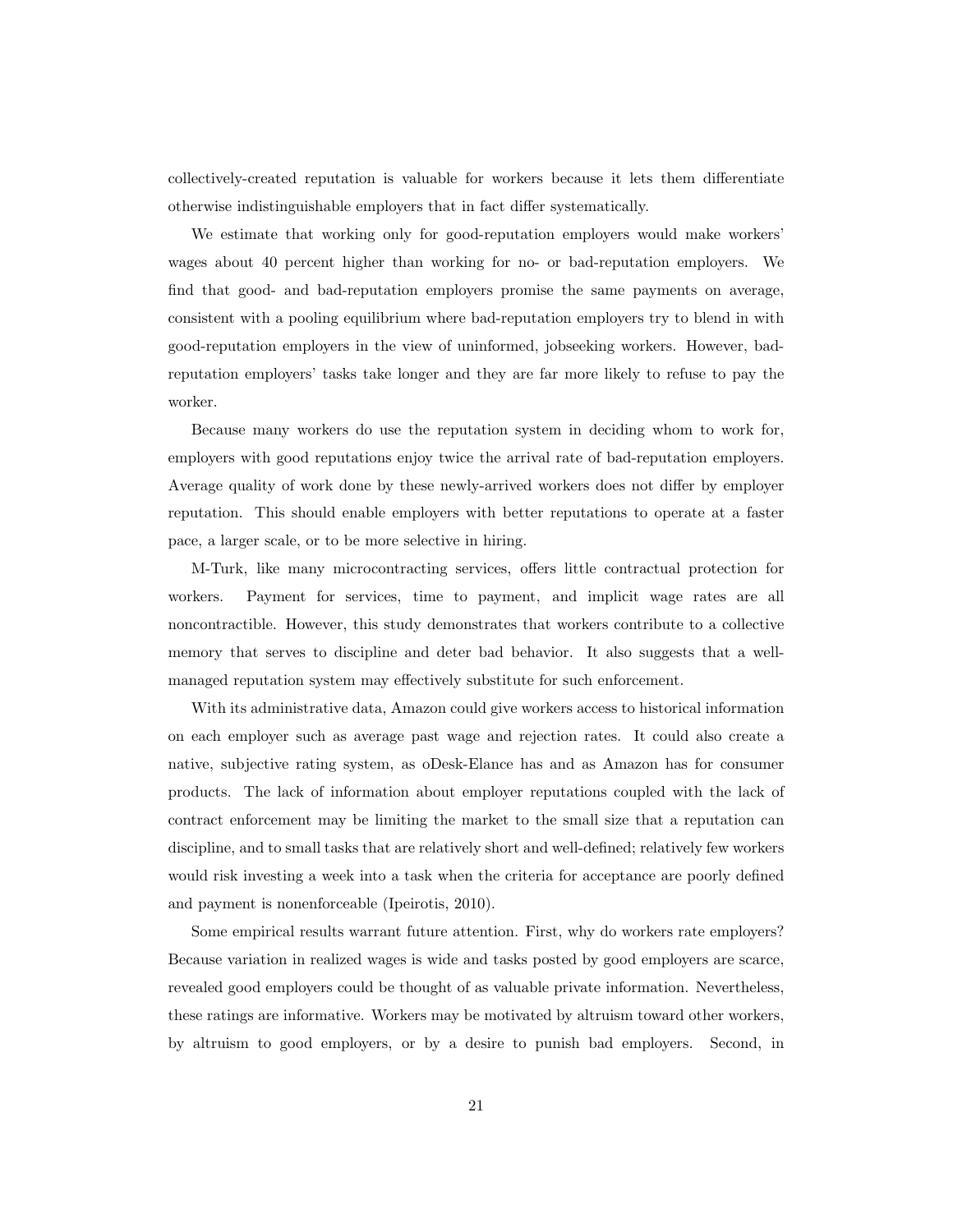collectively-created reputation is valuable for workers because it lets them differentiate otherwise indistinguishable employers that in fact differ systematically.

We estimate that working only for good-reputation employers would make workers' wages about 40 percent higher than working for no- or bad-reputation employers. We find that good- and bad-reputation employers promise the same payments on average, consistent with a pooling equilibrium where bad-reputation employers try to blend in with good-reputation employers in the view of uninformed, jobseeking workers. However, bad-reputation employers' tasks take longer and they are far more likely to refuse to pay the worker.

Because many workers do use the reputation system in deciding whom to work for, employers with good reputations enjoy twice the arrival rate of bad-reputation employers. Average quality of work done by these newly-arrived workers does not differ by employer reputation. This should enable employers with better reputations to operate at a faster pace, a larger scale, or to be more selective in hiring.

M-Turk, like many microcontracting services, offers little contractual protection for workers. Payment for services, time to payment, and implicit wage rates are all noncontractible. However, this study demonstrates that workers contribute to a collective memory that serves to discipline and deter bad behavior. It also suggests that a well-managed reputation system may effectively substitute for such enforcement.

With its administrative data, Amazon could give workers access to historical information on each employer such as average past wage and rejection rates. It could also create a native, subjective rating system, as oDesk-Elance has and as Amazon has for consumer products. The lack of information about employer reputations coupled with the lack of contract enforcement may be limiting the market to the small size that a reputation can discipline, and to small tasks that are relatively short and well-defined; relatively few workers would risk investing a week into a task when the criteria for acceptance are poorly defined and payment is nonenforceable (Ipeirotis, 2010).

Some empirical results warrant future attention. First, why do workers rate employers? Because variation in realized wages is wide and tasks posted by good employers are scarce, revealed good employers could be thought of as valuable private information. Nevertheless, these ratings are informative. Workers may be motivated by altruism toward other workers, by altruism to good employers, or by a desire to punish bad employers. Second, in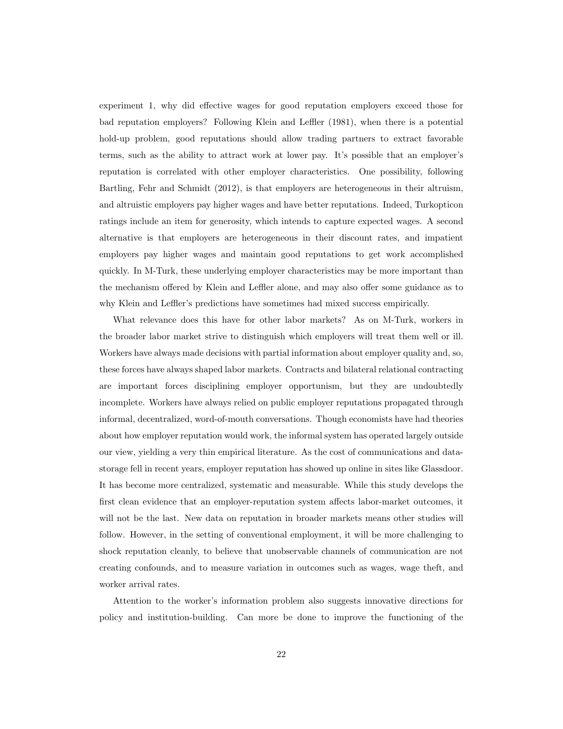experiment 1, why did effective wages for good reputation employers exceed those for bad reputation employers? Following Klein and Leffler (1981), when there is a potential hold-up problem, good reputations should allow trading partners to extract favorable terms, such as the ability to attract work at lower pay. It's possible that an employer's reputation is correlated with other employer characteristics. One possibility, following Bartling, Fehr and Schmidt (2012), is that employers are heterogeneous in their altruism, and altruistic employers pay higher wages and have better reputations. Indeed, Turkopticon ratings include an item for generosity, which intends to capture expected wages. A second alternative is that employers are heterogeneous in their discount rates, and impatient employers pay higher wages and maintain good reputations to get work accomplished quickly. In M-Turk, these underlying employer characteristics may be more important than the mechanism offered by Klein and Leffler alone, and may also offer some guidance as to why Klein and Leffler's predictions have sometimes had mixed success empirically.

What relevance does this have for other labor markets? As on M-Turk, workers in the broader labor market strive to distinguish which employers will treat them well or ill. Workers have always made decisions with partial information about employer quality and, so, these forces have always shaped labor markets. Contracts and bilateral relational contracting are important forces disciplining employer opportunism, but they are undoubtedly incomplete. Workers have always relied on public employer reputations propagated through informal, decentralized, word-of-mouth conversations. Though economists have had theories about how employer reputation would work, the informal system has operated largely outside our view, yielding a very thin empirical literature. As the cost of communications and data-storage fell in recent years, employer reputation has showed up online in sites like Glassdoor. It has become more centralized, systematic and measurable. While this study develops the first clean evidence that an employer-reputation system affects labor-market outcomes, it will not be the last. New data on reputation in broader markets means other studies will follow. However, in the setting of conventional employment, it will be more challenging to shock reputation cleanly, to believe that unobservable channels of communication are not creating confounds, and to measure variation in outcomes such as wages, wage theft, and worker arrival rates.

Attention to the worker's information problem also suggests innovative directions for policy and institution-building. Can more be done to improve the functioning of the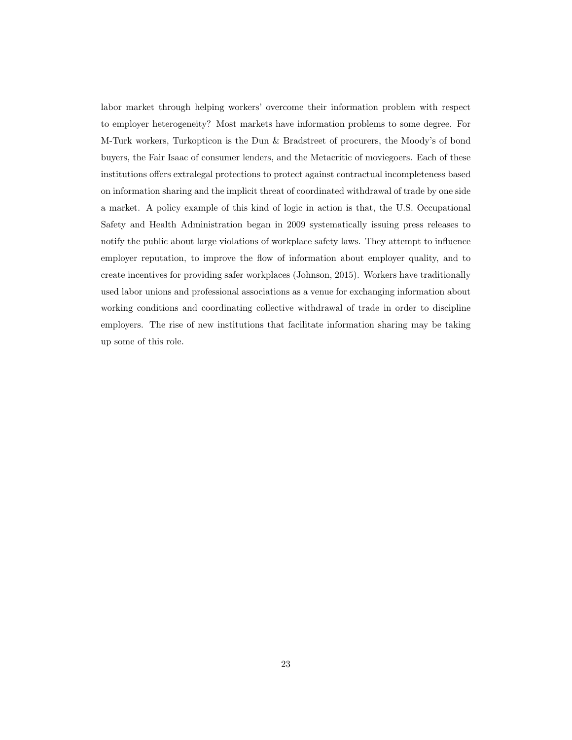labor market through helping workers' overcome their information problem with respect to employer heterogeneity? Most markets have information problems to some degree. For M-Turk workers, Turkopticon is the Dun & Bradstreet of procurers, the Moody's of bond buyers, the Fair Isaac of consumer lenders, and the Metacritic of moviegoers. Each of these institutions offers extralegal protections to protect against contractual incompleteness based on information sharing and the implicit threat of coordinated withdrawal of trade by one side a market. A policy example of this kind of logic in action is that, the U.S. Occupational Safety and Health Administration began in 2009 systematically issuing press releases to notify the public about large violations of workplace safety laws. They attempt to influence employer reputation, to improve the flow of information about employer quality, and to create incentives for providing safer workplaces (Johnson, 2015). Workers have traditionally used labor unions and professional associations as a venue for exchanging information about working conditions and coordinating collective withdrawal of trade in order to discipline employers. The rise of new institutions that facilitate information sharing may be taking up some of this role.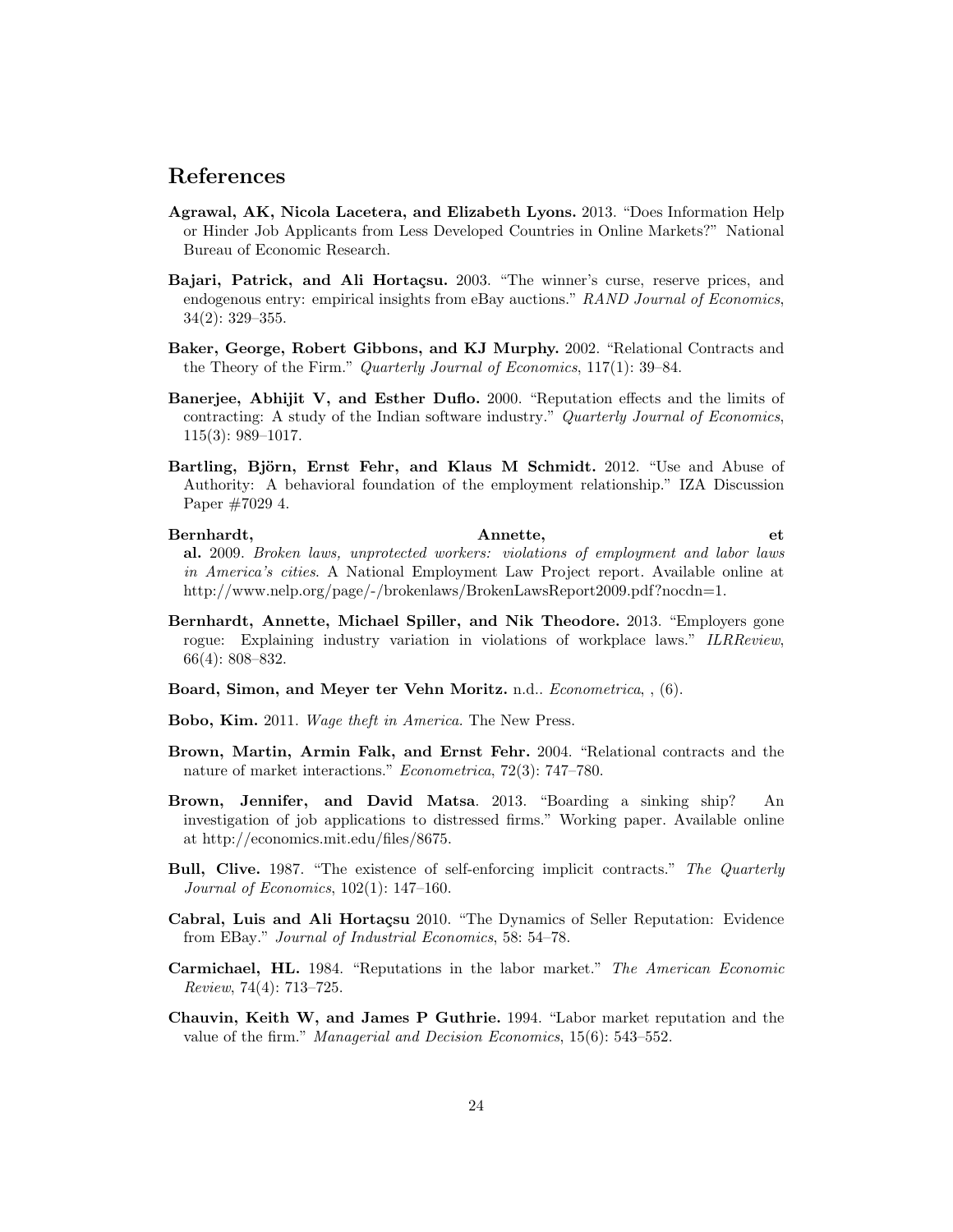# References

**Agrawal, AK, Nicola Lacetera, and Elizabeth Lyons.** 2013. "Does Information Help or Hinder Job Applicants from Less Developed Countries in Online Markets?" National Bureau of Economic Research.

**Bajari, Patrick, and Ali Hortaçsu.** 2003. "The winner's curse, reserve prices, and endogenous entry: empirical insights from eBay auctions." *RAND Journal of Economics*, 34(2): 329–355.

**Baker, George, Robert Gibbons, and KJ Murphy.** 2002. "Relational Contracts and the Theory of the Firm." *Quarterly Journal of Economics*, 117(1): 39–84.

**Banerjee, Abhijit V, and Esther Duflo.** 2000. "Reputation effects and the limits of contracting: A study of the Indian software industry." *Quarterly Journal of Economics*, 115(3): 989–1017.

**Bartling, Björn, Ernst Fehr, and Klaus M Schmidt.** 2012. "Use and Abuse of Authority: A behavioral foundation of the employment relationship." IZA Discussion Paper #7029 4.

**Bernhardt, Annette, et al.** 2009. *Broken laws, unprotected workers: violations of employment and labor laws in America's cities.* A National Employment Law Project report. Available online at http://www.nelp.org/page/-/brokenlaws/BrokenLawsReport2009.pdf?nocdn=1.

**Bernhardt, Annette, Michael Spiller, and Nik Theodore.** 2013. "Employers gone rogue: Explaining industry variation in violations of workplace laws." *ILRReview*, 66(4): 808–832.

**Board, Simon, and Meyer ter Vehn Moritz.** n.d.. *Econometrica*, , (6).

**Bobo, Kim.** 2011. *Wage theft in America.* The New Press.

**Brown, Martin, Armin Falk, and Ernst Fehr.** 2004. "Relational contracts and the nature of market interactions." *Econometrica*, 72(3): 747–780.

**Brown, Jennifer, and David Matsa**. 2013. "Boarding a sinking ship? An investigation of job applications to distressed firms." Working paper. Available online at http://economics.mit.edu/files/8675.

**Bull, Clive.** 1987. "The existence of self-enforcing implicit contracts." *The Quarterly Journal of Economics*, 102(1): 147–160.

**Cabral, Luis and Ali Hortaçsu** 2010. "The Dynamics of Seller Reputation: Evidence from EBay." *Journal of Industrial Economics*, 58: 54–78.

**Carmichael, HL.** 1984. "Reputations in the labor market." *The American Economic Review*, 74(4): 713–725.

**Chauvin, Keith W, and James P Guthrie.** 1994. "Labor market reputation and the value of the firm." *Managerial and Decision Economics*, 15(6): 543–552.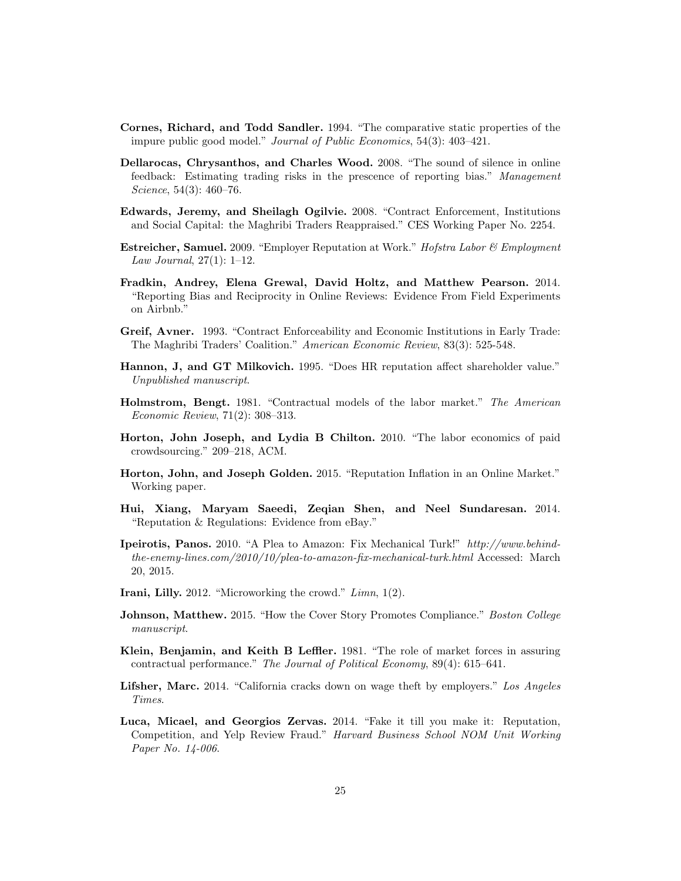**Cornes, Richard, and Todd Sandler.** 1994. "The comparative static properties of the impure public good model." *Journal of Public Economics*, 54(3): 403–421.

**Dellarocas, Chrysanthos, and Charles Wood.** 2008. "The sound of silence in online feedback: Estimating trading risks in the prescence of reporting bias." *Management Science*, 54(3): 460–76.

**Edwards, Jeremy, and Sheilagh Ogilvie.** 2008. "Contract Enforcement, Institutions and Social Capital: the Maghribi Traders Reappraised." CES Working Paper No. 2254.

**Estreicher, Samuel.** 2009. "Employer Reputation at Work." *Hofstra Labor & Employment Law Journal*, 27(1): 1–12.

**Fradkin, Andrey, Elena Grewal, David Holtz, and Matthew Pearson.** 2014. "Reporting Bias and Reciprocity in Online Reviews: Evidence From Field Experiments on Airbnb."

**Greif, Avner.** 1993. "Contract Enforceability and Economic Institutions in Early Trade: The Maghribi Traders' Coalition." *American Economic Review*, 83(3): 525-548.

**Hannon, J, and GT Milkovich.** 1995. "Does HR reputation affect shareholder value." *Unpublished manuscript*.

**Holmstrom, Bengt.** 1981. "Contractual models of the labor market." *The American Economic Review*, 71(2): 308–313.

**Horton, John Joseph, and Lydia B Chilton.** 2010. "The labor economics of paid crowdsourcing." 209–218, ACM.

**Horton, John, and Joseph Golden.** 2015. "Reputation Inflation in an Online Market." Working paper.

**Hui, Xiang, Maryam Saeedi, Zeqian Shen, and Neel Sundaresan.** 2014. "Reputation & Regulations: Evidence from eBay."

**Ipeirotis, Panos.** 2010. "A Plea to Amazon: Fix Mechanical Turk!" *http://www.behind-the-enemy-lines.com/2010/10/plea-to-amazon-fix-mechanical-turk.html* Accessed: March 20, 2015.

**Irani, Lilly.** 2012. "Microworking the crowd." *Limn*, 1(2).

**Johnson, Matthew.** 2015. "How the Cover Story Promotes Compliance." *Boston College manuscript*.

**Klein, Benjamin, and Keith B Leffler.** 1981. "The role of market forces in assuring contractual performance." *The Journal of Political Economy*, 89(4): 615–641.

**Lifsher, Marc.** 2014. "California cracks down on wage theft by employers." *Los Angeles Times*.

**Luca, Micael, and Georgios Zervas.** 2014. "Fake it till you make it: Reputation, Competition, and Yelp Review Fraud." *Harvard Business School NOM Unit Working Paper No. 14-006*.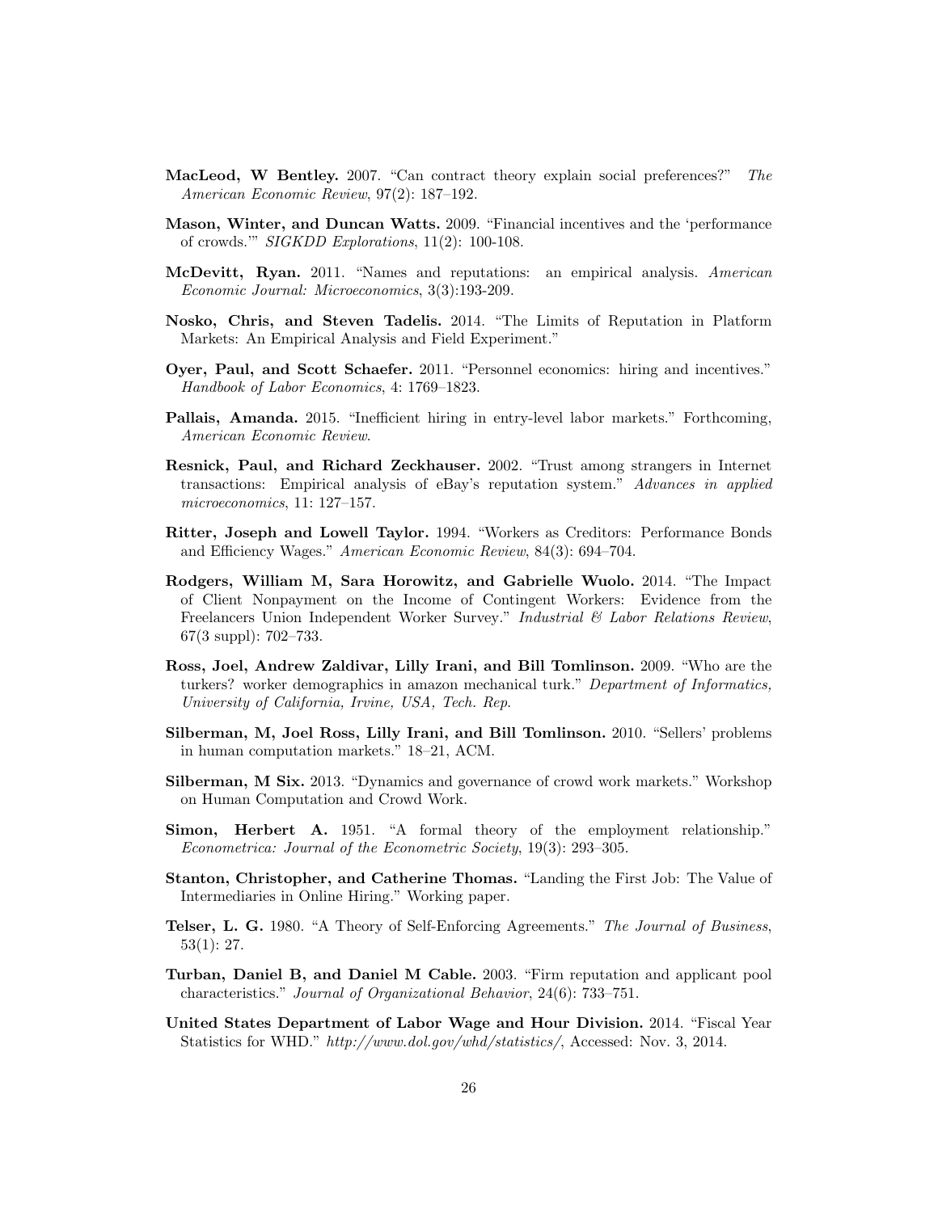**MacLeod, W Bentley.** 2007. "Can contract theory explain social preferences?" *The American Economic Review*, 97(2): 187–192.

**Mason, Winter, and Duncan Watts.** 2009. "Financial incentives and the 'performance of crowds.'" *SIGKDD Explorations*, 11(2): 100-108.

**McDevitt, Ryan.** 2011. "Names and reputations: an empirical analysis. *American Economic Journal: Microeconomics*, 3(3):193-209.

**Nosko, Chris, and Steven Tadelis.** 2014. "The Limits of Reputation in Platform Markets: An Empirical Analysis and Field Experiment."

**Oyer, Paul, and Scott Schaefer.** 2011. "Personnel economics: hiring and incentives." *Handbook of Labor Economics*, 4: 1769–1823.

**Pallais, Amanda.** 2015. "Inefficient hiring in entry-level labor markets." Forthcoming, *American Economic Review*.

**Resnick, Paul, and Richard Zeckhauser.** 2002. "Trust among strangers in Internet transactions: Empirical analysis of eBay's reputation system." *Advances in applied microeconomics*, 11: 127–157.

**Ritter, Joseph and Lowell Taylor.** 1994. "Workers as Creditors: Performance Bonds and Efficiency Wages." *American Economic Review*, 84(3): 694–704.

**Rodgers, William M, Sara Horowitz, and Gabrielle Wuolo.** 2014. "The Impact of Client Nonpayment on the Income of Contingent Workers: Evidence from the Freelancers Union Independent Worker Survey." *Industrial & Labor Relations Review*, 67(3 suppl): 702–733.

**Ross, Joel, Andrew Zaldivar, Lilly Irani, and Bill Tomlinson.** 2009. "Who are the turkers? worker demographics in amazon mechanical turk." *Department of Informatics, University of California, Irvine, USA, Tech. Rep.*

**Silberman, M, Joel Ross, Lilly Irani, and Bill Tomlinson.** 2010. "Sellers' problems in human computation markets." 18–21, ACM.

**Silberman, M Six.** 2013. "Dynamics and governance of crowd work markets." Workshop on Human Computation and Crowd Work.

**Simon, Herbert A.** 1951. "A formal theory of the employment relationship." *Econometrica: Journal of the Econometric Society*, 19(3): 293–305.

**Stanton, Christopher, and Catherine Thomas.** "Landing the First Job: The Value of Intermediaries in Online Hiring." Working paper.

**Telser, L. G.** 1980. "A Theory of Self-Enforcing Agreements." *The Journal of Business*, 53(1): 27.

**Turban, Daniel B, and Daniel M Cable.** 2003. "Firm reputation and applicant pool characteristics." *Journal of Organizational Behavior*, 24(6): 733–751.

**United States Department of Labor Wage and Hour Division.** 2014. "Fiscal Year Statistics for WHD." *http://www.dol.gov/whd/statistics/*, Accessed: Nov. 3, 2014.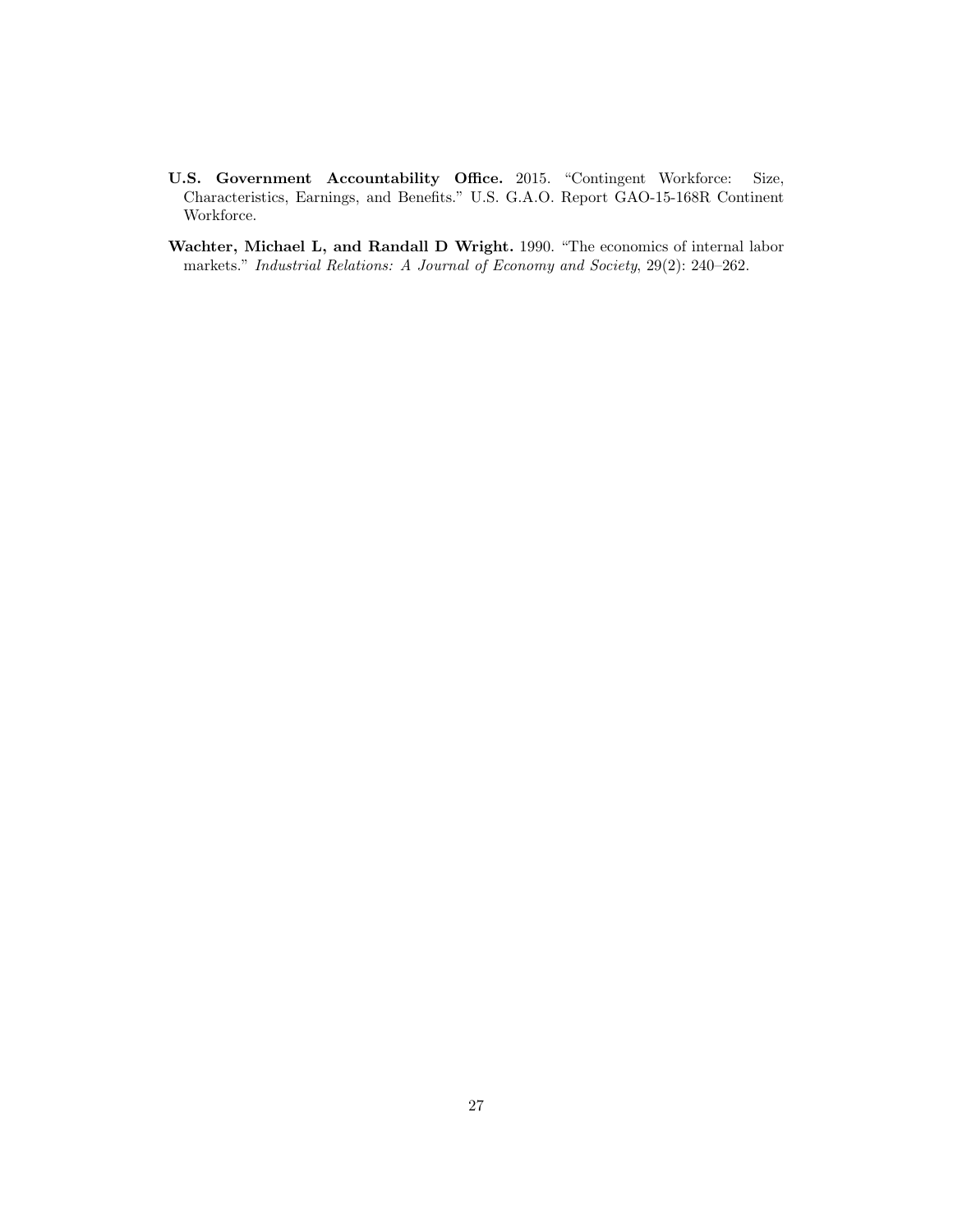**U.S. Government Accountability Office.** 2015. "Contingent Workforce: Size, Characteristics, Earnings, and Benefits." U.S. G.A.O. Report GAO-15-168R Continent Workforce.

**Wachter, Michael L, and Randall D Wright.** 1990. "The economics of internal labor markets." *Industrial Relations: A Journal of Economy and Society*, 29(2): 240–262.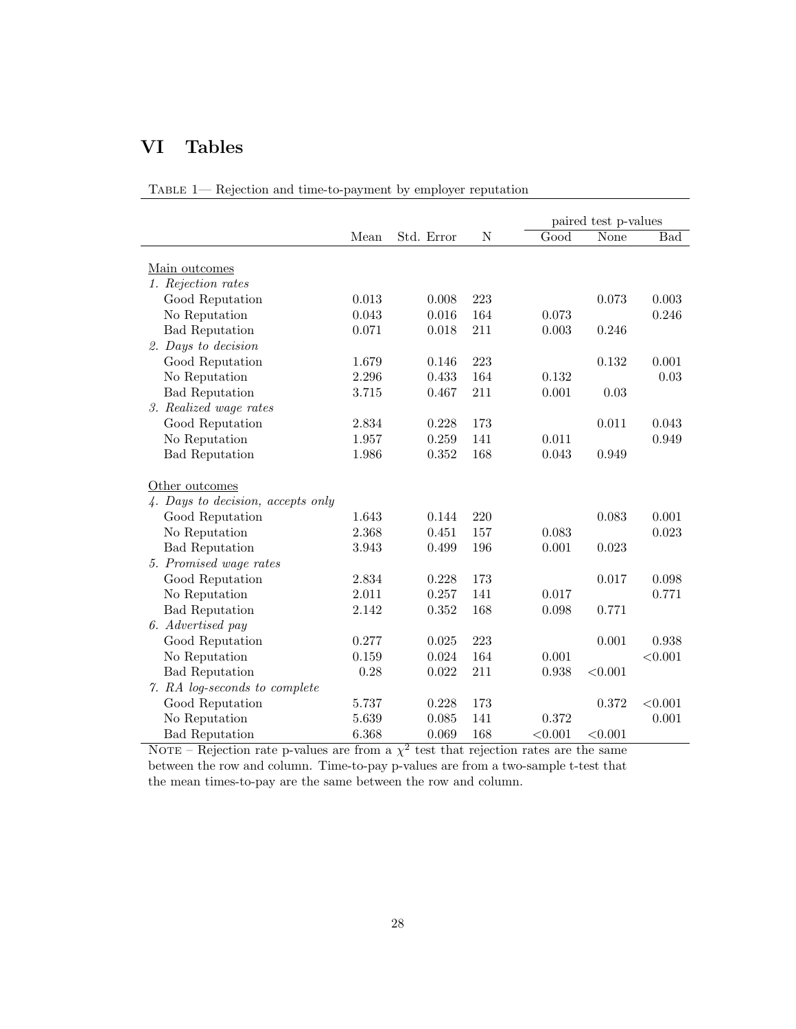# VI Tables

Table 1— Rejection and time-to-payment by employer reputation

| | Mean | Std. Error | N | paired test p-values | | |
|---|---|---|---|---|---|---|
| | | | | Good | None | Bad |
| Main outcomes | | | | | | |
| *1. Rejection rates* | | | | | | |
| Good Reputation | 0.013 | 0.008 | 223 | | 0.073 | 0.003 |
| No Reputation | 0.043 | 0.016 | 164 | 0.073 | | 0.246 |
| Bad Reputation | 0.071 | 0.018 | 211 | 0.003 | 0.246 | |
| *2. Days to decision* | | | | | | |
| Good Reputation | 1.679 | 0.146 | 223 | | 0.132 | 0.001 |
| No Reputation | 2.296 | 0.433 | 164 | 0.132 | | 0.03 |
| Bad Reputation | 3.715 | 0.467 | 211 | 0.001 | 0.03 | |
| *3. Realized wage rates* | | | | | | |
| Good Reputation | 2.834 | 0.228 | 173 | | 0.011 | 0.043 |
| No Reputation | 1.957 | 0.259 | 141 | 0.011 | | 0.949 |
| Bad Reputation | 1.986 | 0.352 | 168 | 0.043 | 0.949 | |
| Other outcomes | | | | | | |
| *4. Days to decision, accepts only* | | | | | | |
| Good Reputation | 1.643 | 0.144 | 220 | | 0.083 | 0.001 |
| No Reputation | 2.368 | 0.451 | 157 | 0.083 | | 0.023 |
| Bad Reputation | 3.943 | 0.499 | 196 | 0.001 | 0.023 | |
| *5. Promised wage rates* | | | | | | |
| Good Reputation | 2.834 | 0.228 | 173 | | 0.017 | 0.098 |
| No Reputation | 2.011 | 0.257 | 141 | 0.017 | | 0.771 |
| Bad Reputation | 2.142 | 0.352 | 168 | 0.098 | 0.771 | |
| *6. Advertised pay* | | | | | | |
| Good Reputation | 0.277 | 0.025 | 223 | | 0.001 | 0.938 |
| No Reputation | 0.159 | 0.024 | 164 | 0.001 | | <0.001 |
| Bad Reputation | 0.28 | 0.022 | 211 | 0.938 | <0.001 | |
| *7. RA log-seconds to complete* | | | | | | |
| Good Reputation | 5.737 | 0.228 | 173 | | 0.372 | <0.001 |
| No Reputation | 5.639 | 0.085 | 141 | 0.372 | | 0.001 |
| Bad Reputation | 6.368 | 0.069 | 168 | <0.001 | <0.001 | |

Note – Rejection rate p-values are from a $\chi^2$ test that rejection rates are the same between the row and column. Time-to-pay p-values are from a two-sample t-test that the mean times-to-pay are the same between the row and column.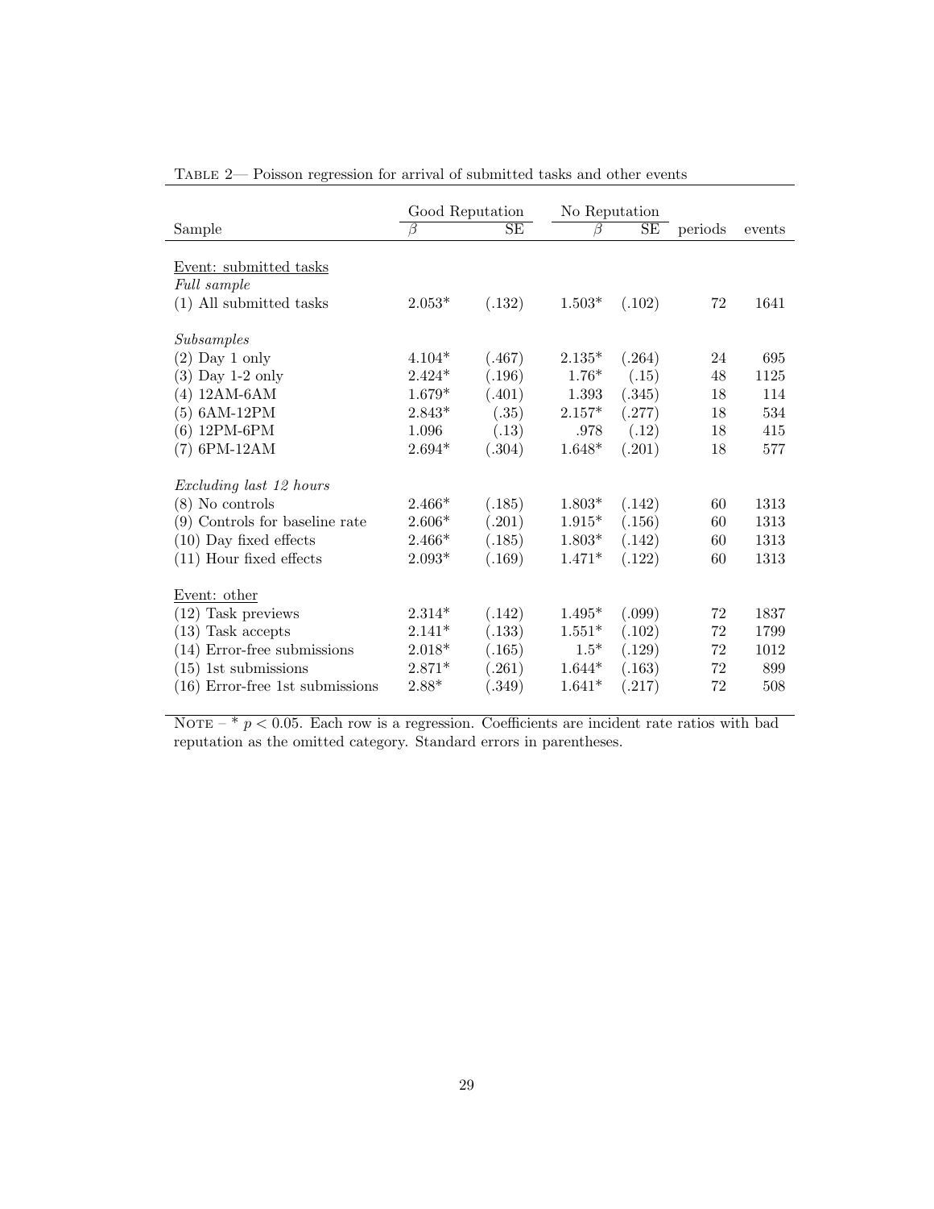TABLE 2— Poisson regression for arrival of submitted tasks and other events

| Sample | Good Reputation | | No Reputation | | periods | events |
|---|---|---|---|---|---|---|
| | $\beta$ | SE | $\beta$ | SE | | |
| <u>Event: submitted tasks</u> | | | | | | |
| *Full sample* | | | | | | |
| (1) All submitted tasks | 2.053* | (.132) | 1.503* | (.102) | 72 | 1641 |
| *Subsamples* | | | | | | |
| (2) Day 1 only | 4.104* | (.467) | 2.135* | (.264) | 24 | 695 |
| (3) Day 1-2 only | 2.424* | (.196) | 1.76* | (.15) | 48 | 1125 |
| (4) 12AM-6AM | 1.679* | (.401) | 1.393 | (.345) | 18 | 114 |
| (5) 6AM-12PM | 2.843* | (.35) | 2.157* | (.277) | 18 | 534 |
| (6) 12PM-6PM | 1.096 | (.13) | .978 | (.12) | 18 | 415 |
| (7) 6PM-12AM | 2.694* | (.304) | 1.648* | (.201) | 18 | 577 |
| *Excluding last 12 hours* | | | | | | |
| (8) No controls | 2.466* | (.185) | 1.803* | (.142) | 60 | 1313 |
| (9) Controls for baseline rate | 2.606* | (.201) | 1.915* | (.156) | 60 | 1313 |
| (10) Day fixed effects | 2.466* | (.185) | 1.803* | (.142) | 60 | 1313 |
| (11) Hour fixed effects | 2.093* | (.169) | 1.471* | (.122) | 60 | 1313 |
| <u>Event: other</u> | | | | | | |
| (12) Task previews | 2.314* | (.142) | 1.495* | (.099) | 72 | 1837 |
| (13) Task accepts | 2.141* | (.133) | 1.551* | (.102) | 72 | 1799 |
| (14) Error-free submissions | 2.018* | (.165) | 1.5* | (.129) | 72 | 1012 |
| (15) 1st submissions | 2.871* | (.261) | 1.644* | (.163) | 72 | 899 |
| (16) Error-free 1st submissions | 2.88* | (.349) | 1.641* | (.217) | 72 | 508 |

NOTE – * $p < 0.05$. Each row is a regression. Coefficients are incident rate ratios with bad reputation as the omitted category. Standard errors in parentheses.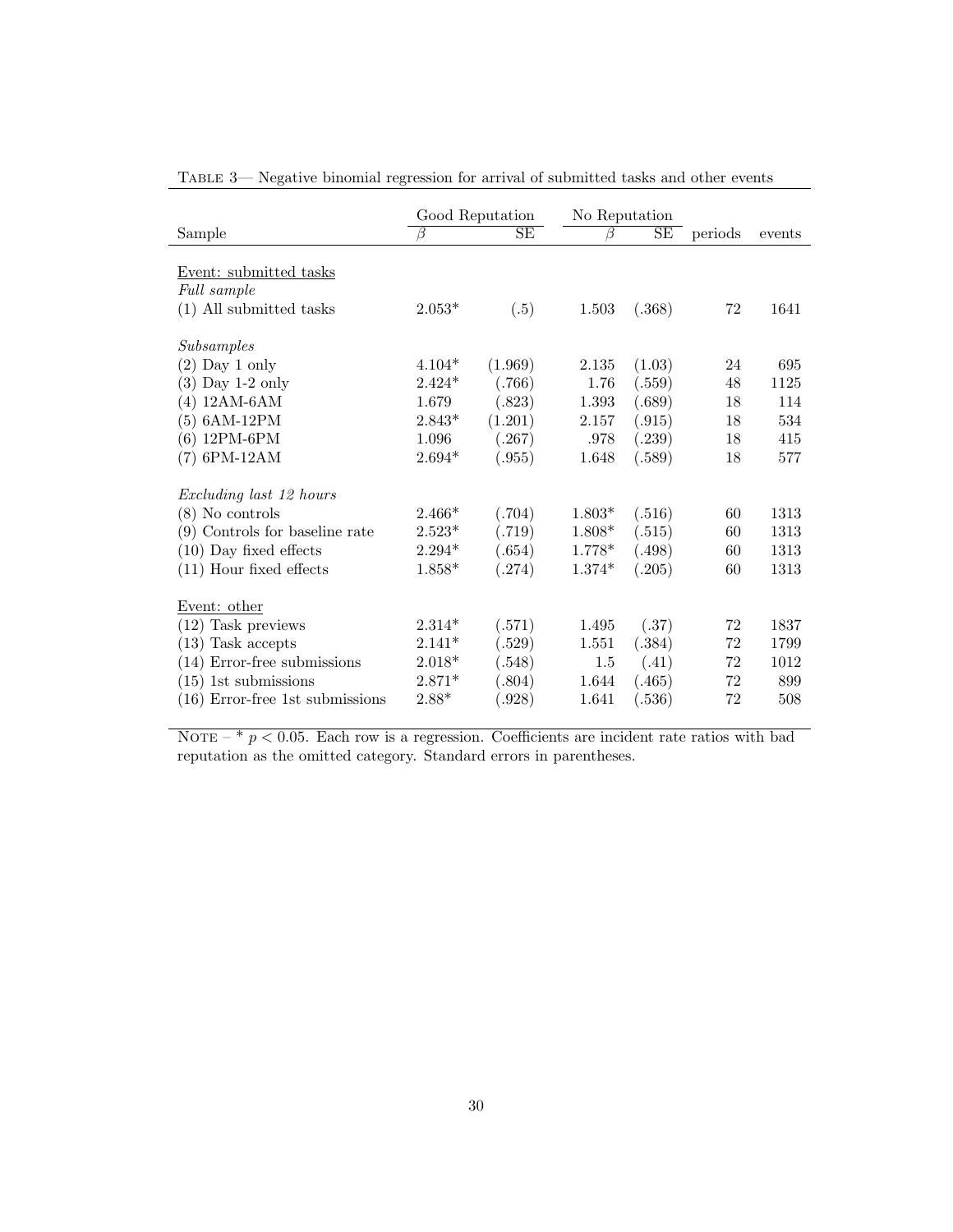Table 3— Negative binomial regression for arrival of submitted tasks and other events

| Sample | Good Reputation | | No Reputation | | periods | events |
|---|---|---|---|---|---|---|
| | $\beta$ | SE | $\beta$ | SE | | |
| Event: submitted tasks | | | | | | |
| *Full sample* | | | | | | |
| (1) All submitted tasks | 2.053* | (.5) | 1.503 | (.368) | 72 | 1641 |
| *Subsamples* | | | | | | |
| (2) Day 1 only | 4.104* | (1.969) | 2.135 | (1.03) | 24 | 695 |
| (3) Day 1-2 only | 2.424* | (.766) | 1.76 | (.559) | 48 | 1125 |
| (4) 12AM-6AM | 1.679 | (.823) | 1.393 | (.689) | 18 | 114 |
| (5) 6AM-12PM | 2.843* | (1.201) | 2.157 | (.915) | 18 | 534 |
| (6) 12PM-6PM | 1.096 | (.267) | .978 | (.239) | 18 | 415 |
| (7) 6PM-12AM | 2.694* | (.955) | 1.648 | (.589) | 18 | 577 |
| *Excluding last 12 hours* | | | | | | |
| (8) No controls | 2.466* | (.704) | 1.803* | (.516) | 60 | 1313 |
| (9) Controls for baseline rate | 2.523* | (.719) | 1.808* | (.515) | 60 | 1313 |
| (10) Day fixed effects | 2.294* | (.654) | 1.778* | (.498) | 60 | 1313 |
| (11) Hour fixed effects | 1.858* | (.274) | 1.374* | (.205) | 60 | 1313 |
| Event: other | | | | | | |
| (12) Task previews | 2.314* | (.571) | 1.495 | (.37) | 72 | 1837 |
| (13) Task accepts | 2.141* | (.529) | 1.551 | (.384) | 72 | 1799 |
| (14) Error-free submissions | 2.018* | (.548) | 1.5 | (.41) | 72 | 1012 |
| (15) 1st submissions | 2.871* | (.804) | 1.644 | (.465) | 72 | 899 |
| (16) Error-free 1st submissions | 2.88* | (.928) | 1.641 | (.536) | 72 | 508 |

Note – * $p < 0.05$. Each row is a regression. Coefficients are incident rate ratios with bad reputation as the omitted category. Standard errors in parentheses.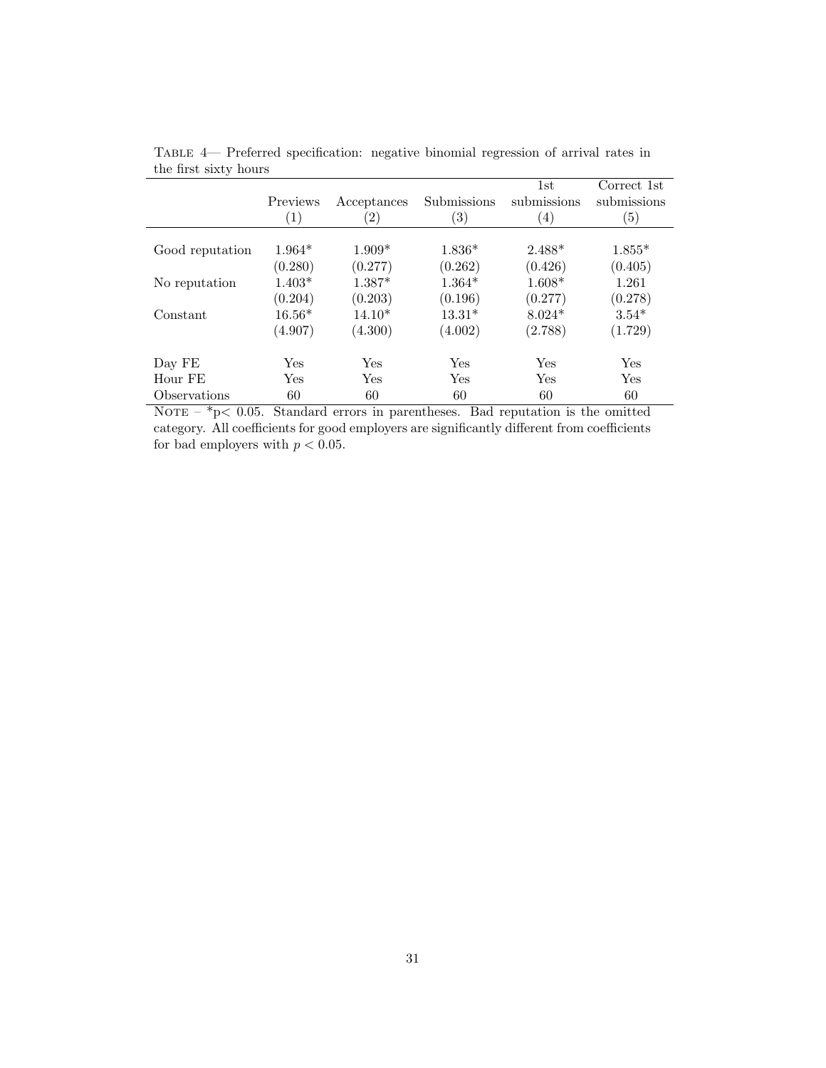Table 4— Preferred specification: negative binomial regression of arrival rates in the first sixty hours

| | Previews (1) | Acceptances (2) | Submissions (3) | 1st submissions (4) | Correct 1st submissions (5) |
|---|---|---|---|---|---|
| Good reputation | 1.964* | 1.909* | 1.836* | 2.488* | 1.855* |
| | (0.280) | (0.277) | (0.262) | (0.426) | (0.405) |
| No reputation | 1.403* | 1.387* | 1.364* | 1.608* | 1.261 |
| | (0.204) | (0.203) | (0.196) | (0.277) | (0.278) |
| Constant | 16.56* | 14.10* | 13.31* | 8.024* | 3.54* |
| | (4.907) | (4.300) | (4.002) | (2.788) | (1.729) |
| Day FE | Yes | Yes | Yes | Yes | Yes |
| Hour FE | Yes | Yes | Yes | Yes | Yes |
| Observations | 60 | 60 | 60 | 60 | 60 |

Note – *p< 0.05. Standard errors in parentheses. Bad reputation is the omitted category. All coefficients for good employers are significantly different from coefficients for bad employers with $p < 0.05$.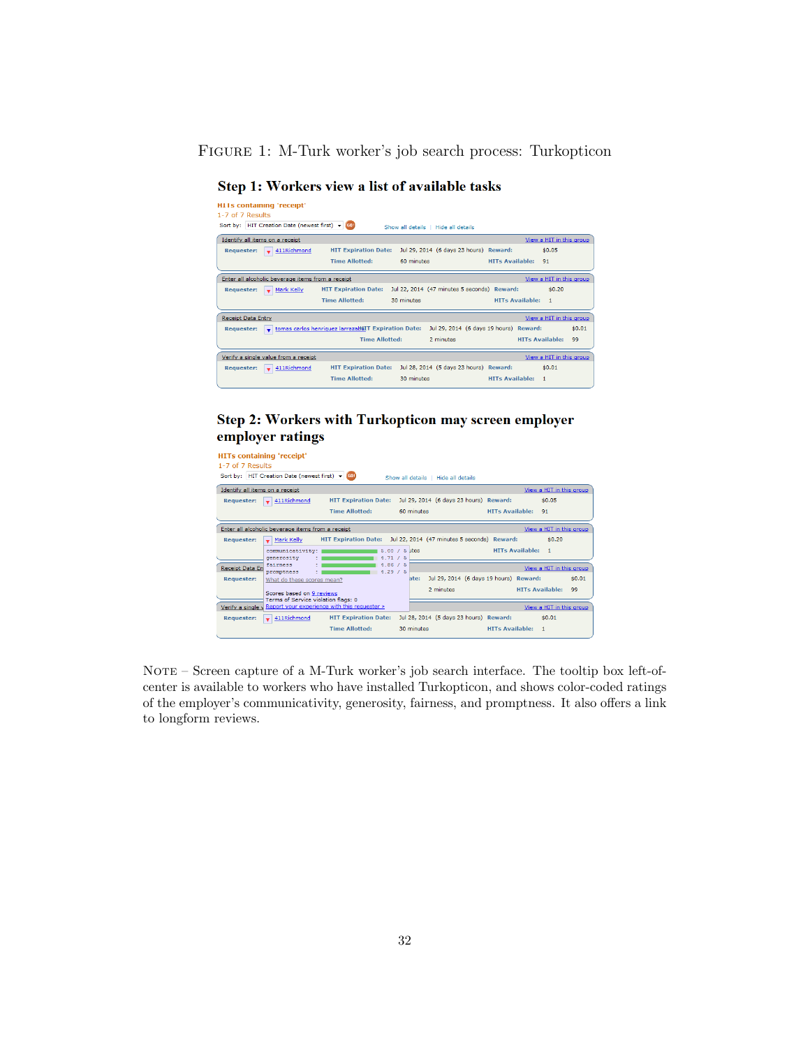FIGURE 1: M-Turk worker's job search process: Turkopticon

## Step 1: Workers view a list of available tasks

HITs containing 'receipt'
1-7 of 7 Results
Sort by: HIT Creation Date (newest first) GO! Show all details | Hide all details

| Identify all items on a receipt | | | | View a HIT in this group |
|---|---|---|---|---|
| Requester: 411Richmond | HIT Expiration Date: | Jul 29, 2014 (6 days 23 hours) | Reward: | $0.05 |
| | Time Allotted: | 60 minutes | HITs Available: | 91 |

| Enter all alcoholic beverage items from a receipt | | | | View a HIT in this group |
|---|---|---|---|---|
| Requester: Mark Kelly | HIT Expiration Date: | Jul 22, 2014 (47 minutes 5 seconds) | Reward: | $0.20 |
| | Time Allotted: | 30 minutes | HITs Available: | 1 |

| Receipt Data Entry | | | | View a HIT in this group |
|---|---|---|---|---|
| Requester: tomas carlos henriquez larrazabal | HIT Expiration Date: | Jul 29, 2014 (6 days 19 hours) | Reward: | $0.01 |
| | Time Allotted: | 2 minutes | HITs Available: | 99 |

| Verify a single value from a receipt | | | | View a HIT in this group |
|---|---|---|---|---|
| Requester: 411Richmond | HIT Expiration Date: | Jul 28, 2014 (5 days 23 hours) | Reward: | $0.01 |
| | Time Allotted: | 30 minutes | HITs Available: | 1 |

## Step 2: Workers with Turkopticon may screen employer employer ratings

HITs containing 'receipt'
1-7 of 7 Results
Sort by: HIT Creation Date (newest first) GO! Show all details | Hide all details

Requester: Mark Kelly (tooltip):

communicativity: 5.00 / 5
generosity : 4.71 / 5
fairness : 4.86 / 5
promptness : 4.29 / 5
What do these scores mean?

Scores based on 9 reviews
Terms of Service violation flags: 0
Report your experience with this requester »

NOTE – Screen capture of a M-Turk worker's job search interface. The tooltip box left-of-center is available to workers who have installed Turkopticon, and shows color-coded ratings of the employer's communicativity, generosity, fairness, and promptness. It also offers a link to longform reviews.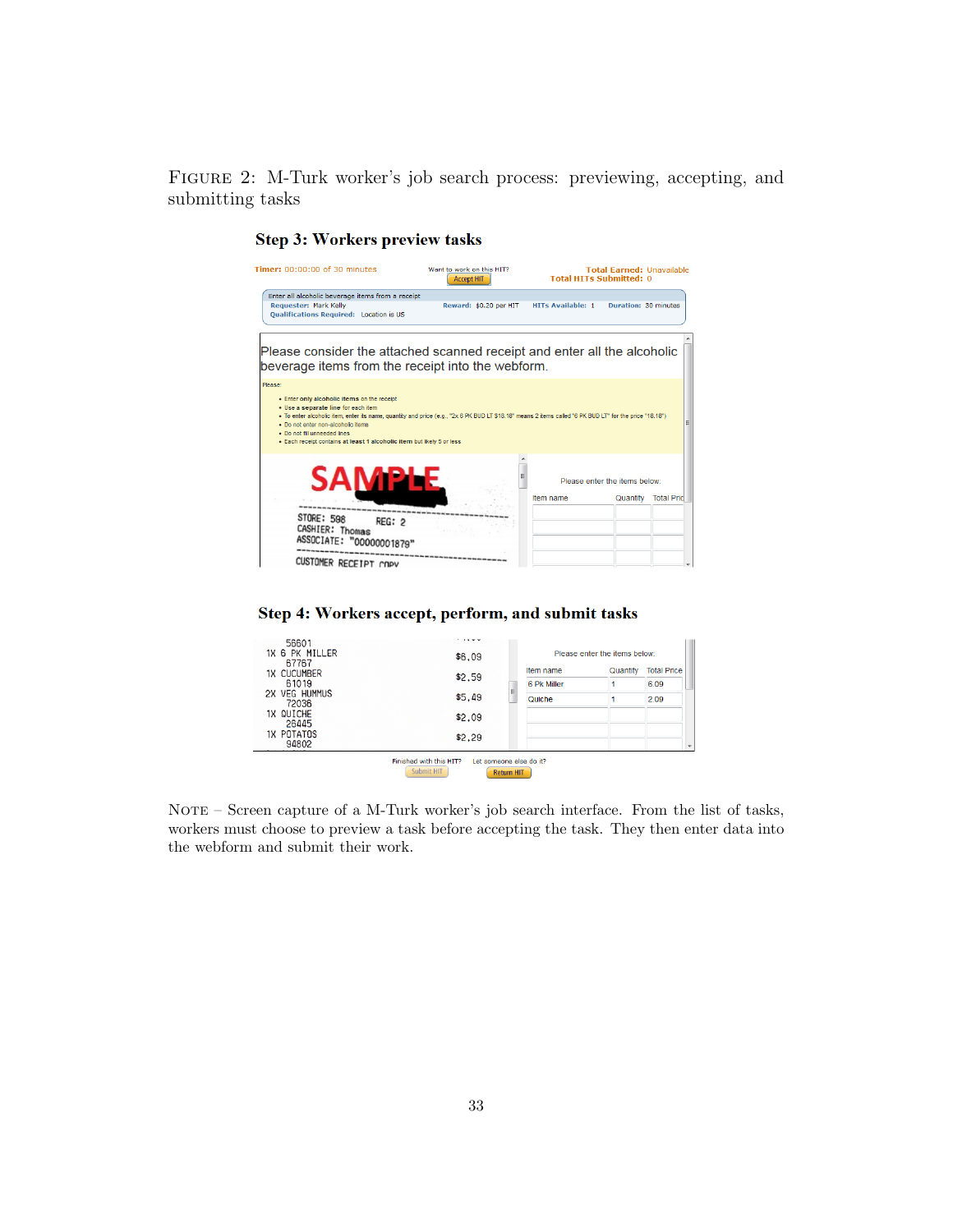FIGURE 2: M-Turk worker's job search process: previewing, accepting, and submitting tasks

### Step 3: Workers preview tasks

Timer: 00:00:00 of 30 minutes

Want to work on this HIT? Accept HIT

Total Earned: Unavailable
Total HITs Submitted: 0

Enter all alcoholic beverage items from a receipt
Requester: Mark Kelly
Reward: $0.20 per HIT
HITs Available: 1
Duration: 30 minutes
Qualifications Required: Location is US

Please consider the attached scanned receipt and enter all the alcoholic beverage items from the receipt into the webform.

Please:

- Enter only alcoholic items on the receipt
- Use a separate line for each item
- To enter alcoholic item, enter its name, quantity and price (e.g., "2x 6 PK BUD LT $18.18" means 2 items called "6 PK BUD LT" for the price "18.18")
- Do not enter non-alcoholic items
- Do not fill unneeded lines
- Each receipt contains at least 1 alcoholic item but likely 5 or less

SAMPLE

STORE: 598 REG: 2
CASHIER: Thomas
ASSOCIATE: "00000001879"
CUSTOMER RECEIPT COPY

Please enter the items below:

| Item name | Quantity | Total Price |
|---|---|---|
| | | |
| | | |
| | | |
| | | |

### Step 4: Workers accept, perform, and submit tasks

56601
1X 6 PK MILLER $6.09
67767
1X CUCUMBER $2.59
61019
2X VEG HUMMUS $5.49
72036
1X QUICHE $2.09
26445
1X POTATOS $2.29
94802

Please enter the items below:

| Item name | Quantity | Total Price |
|---|---|---|
| 6 Pk Miller | 1 | 6.09 |
| Quiche | 1 | 2.09 |
| | | |
| | | |

Finished with this HIT? Submit HIT
Let someone else do it? Return HIT

NOTE – Screen capture of a M-Turk worker's job search interface. From the list of tasks, workers must choose to preview a task before accepting the task. They then enter data into the webform and submit their work.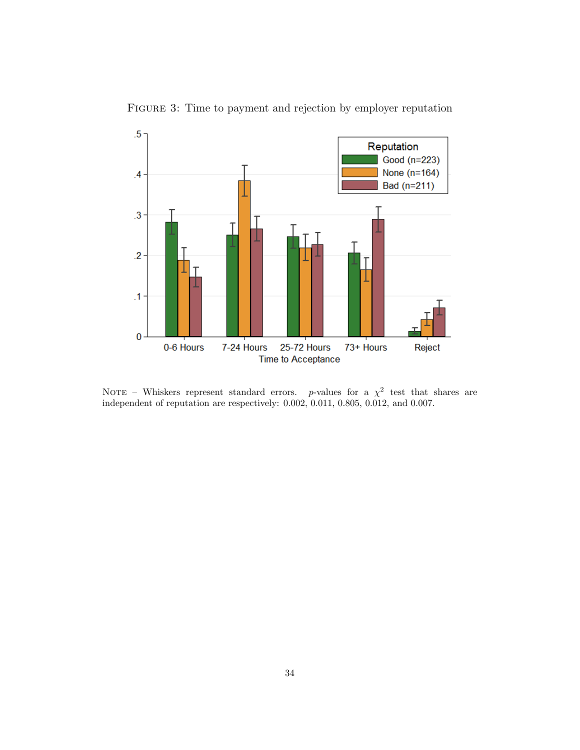Figure 3: Time to payment and rejection by employer reputation

Note – Whiskers represent standard errors. $p$-values for a $\chi^2$ test that shares are independent of reputation are respectively: 0.002, 0.011, 0.805, 0.012, and 0.007.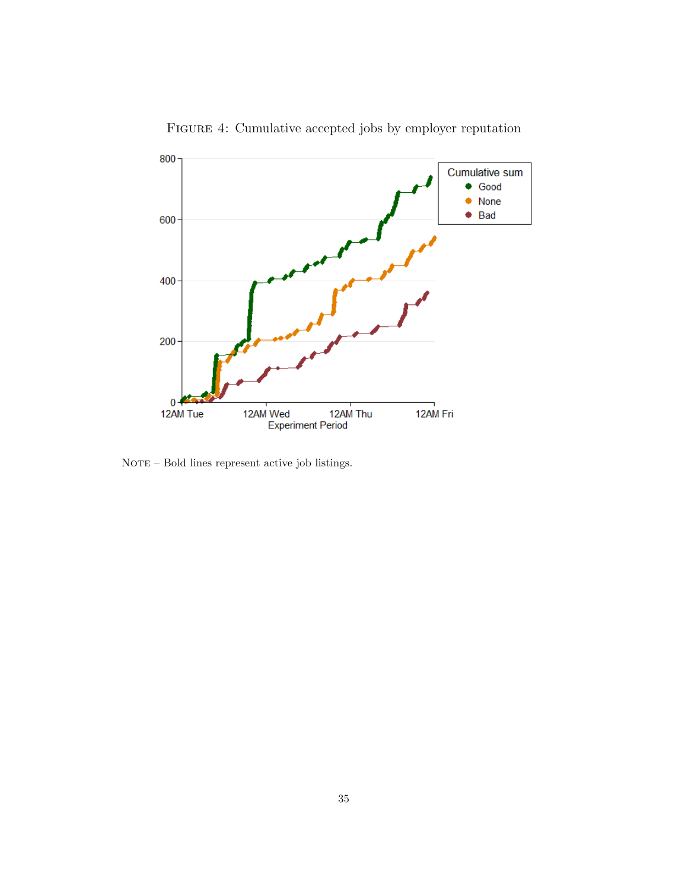FIGURE 4: Cumulative accepted jobs by employer reputation

NOTE – Bold lines represent active job listings.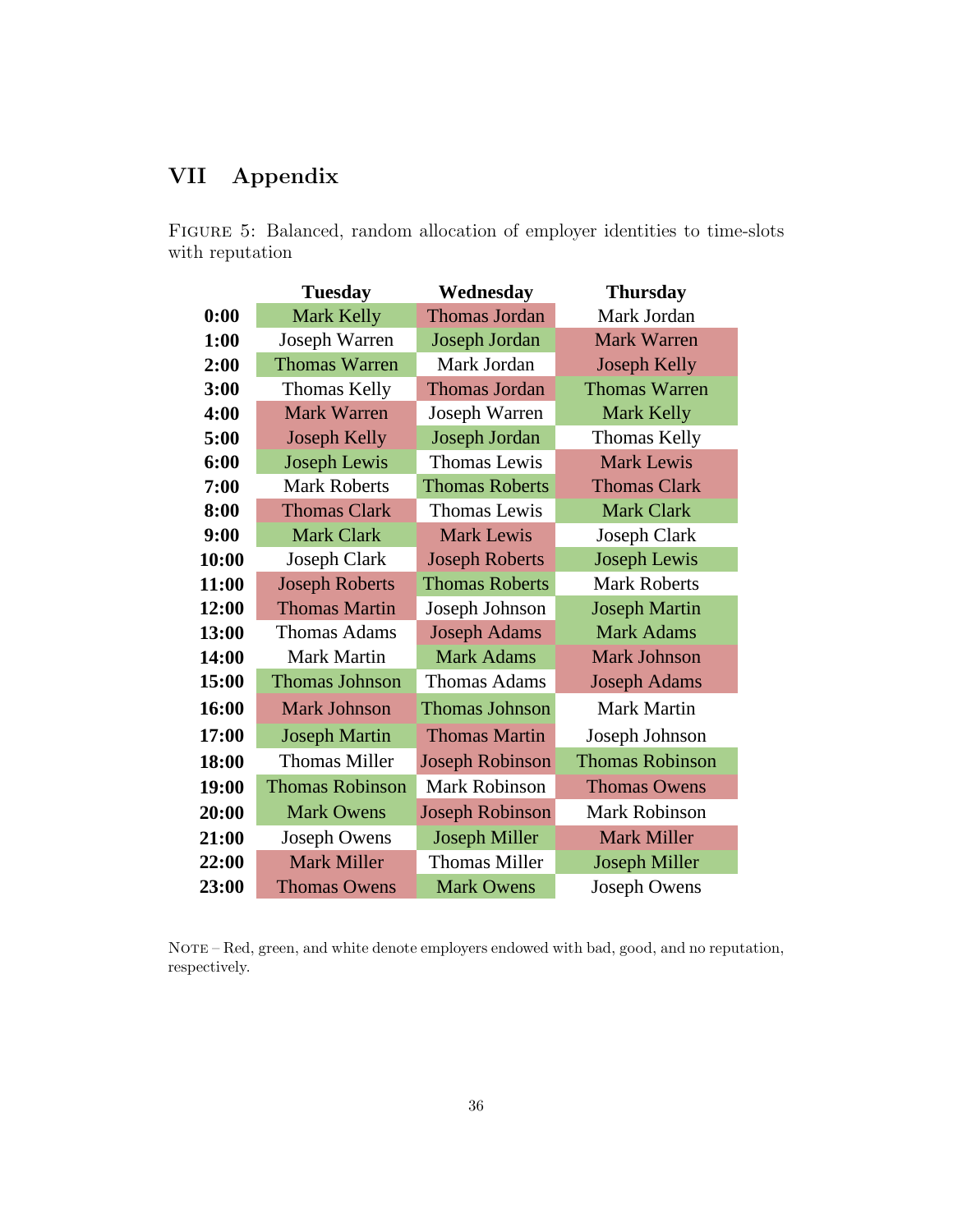# VII Appendix

Figure 5: Balanced, random allocation of employer identities to time-slots with reputation

| | Tuesday | Wednesday | Thursday |
|---|---|---|---|
| **0:00** | Mark Kelly | Thomas Jordan | Mark Jordan |
| **1:00** | Joseph Warren | Joseph Jordan | Mark Warren |
| **2:00** | Thomas Warren | Mark Jordan | Joseph Kelly |
| **3:00** | Thomas Kelly | Thomas Jordan | Thomas Warren |
| **4:00** | Mark Warren | Joseph Warren | Mark Kelly |
| **5:00** | Joseph Kelly | Joseph Jordan | Thomas Kelly |
| **6:00** | Joseph Lewis | Thomas Lewis | Mark Lewis |
| **7:00** | Mark Roberts | Thomas Roberts | Thomas Clark |
| **8:00** | Thomas Clark | Thomas Lewis | Mark Clark |
| **9:00** | Mark Clark | Mark Lewis | Joseph Clark |
| **10:00** | Joseph Clark | Joseph Roberts | Joseph Lewis |
| **11:00** | Joseph Roberts | Thomas Roberts | Mark Roberts |
| **12:00** | Thomas Martin | Joseph Johnson | Joseph Martin |
| **13:00** | Thomas Adams | Joseph Adams | Mark Adams |
| **14:00** | Mark Martin | Mark Adams | Mark Johnson |
| **15:00** | Thomas Johnson | Thomas Adams | Joseph Adams |
| **16:00** | Mark Johnson | Thomas Johnson | Mark Martin |
| **17:00** | Joseph Martin | Thomas Martin | Joseph Johnson |
| **18:00** | Thomas Miller | Joseph Robinson | Thomas Robinson |
| **19:00** | Thomas Robinson | Mark Robinson | Thomas Owens |
| **20:00** | Mark Owens | Joseph Robinson | Mark Robinson |
| **21:00** | Joseph Owens | Joseph Miller | Mark Miller |
| **22:00** | Mark Miller | Thomas Miller | Joseph Miller |
| **23:00** | Thomas Owens | Mark Owens | Joseph Owens |

Note – Red, green, and white denote employers endowed with bad, good, and no reputation, respectively.